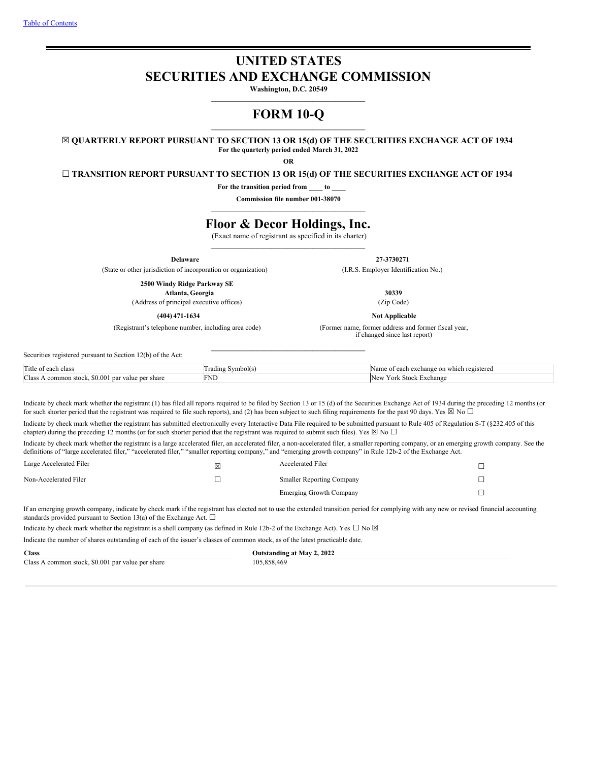[Table of Contents](#)

# UNITED STATES
# SECURITIES AND EXCHANGE COMMISSION

**Washington, D.C. 20549**

# FORM 10-Q

☒ **QUARTERLY REPORT PURSUANT TO SECTION 13 OR 15(d) OF THE SECURITIES EXCHANGE ACT OF 1934**

**For the quarterly period ended March 31, 2022**

**OR**

☐ **TRANSITION REPORT PURSUANT TO SECTION 13 OR 15(d) OF THE SECURITIES EXCHANGE ACT OF 1934**

**For the transition period from \_\_\_\_ to \_\_\_\_**

**Commission file number 001-38070**

# Floor & Decor Holdings, Inc.

(Exact name of registrant as specified in its charter)

| | |
|---|---|
| **Delaware** | **27-3730271** |
| (State or other jurisdiction of incorporation or organization) | (I.R.S. Employer Identification No.) |
| **2500 Windy Ridge Parkway SE** **Atlanta, Georgia** | **30339** |
| (Address of principal executive offices) | (Zip Code) |
| **(404) 471-1634** | **Not Applicable** |
| (Registrant's telephone number, including area code) | (Former name, former address and former fiscal year, if changed since last report) |

Securities registered pursuant to Section 12(b) of the Act:

| Title of each class | Trading Symbol(s) | Name of each exchange on which registered |
|---|---|---|
| Class A common stock, $0.001 par value per share | FND | New York Stock Exchange |

Indicate by check mark whether the registrant (1) has filed all reports required to be filed by Section 13 or 15 (d) of the Securities Exchange Act of 1934 during the preceding 12 months (or for such shorter period that the registrant was required to file such reports), and (2) has been subject to such filing requirements for the past 90 days. Yes ☒ No ☐

Indicate by check mark whether the registrant has submitted electronically every Interactive Data File required to be submitted pursuant to Rule 405 of Regulation S-T (§232.405 of this chapter) during the preceding 12 months (or for such shorter period that the registrant was required to submit such files). Yes ☒ No ☐

Indicate by check mark whether the registrant is a large accelerated filer, an accelerated filer, a non-accelerated filer, a smaller reporting company, or an emerging growth company. See the definitions of "large accelerated filer," "accelerated filer," "smaller reporting company," and "emerging growth company" in Rule 12b-2 of the Exchange Act.

| | | | |
|---|---|---|---|
| Large Accelerated Filer | ☒ | Accelerated Filer | ☐ |
| Non-Accelerated Filer | ☐ | Smaller Reporting Company | ☐ |
| | | Emerging Growth Company | ☐ |

If an emerging growth company, indicate by check mark if the registrant has elected not to use the extended transition period for complying with any new or revised financial accounting standards provided pursuant to Section 13(a) of the Exchange Act. ☐

Indicate by check mark whether the registrant is a shell company (as defined in Rule 12b-2 of the Exchange Act). Yes ☐ No ☒

Indicate the number of shares outstanding of each of the issuer's classes of common stock, as of the latest practicable date.

| **Class** | **Outstanding at May 2, 2022** |
|---|---|
| Class A common stock, $0.001 par value per share | 105,858,469 |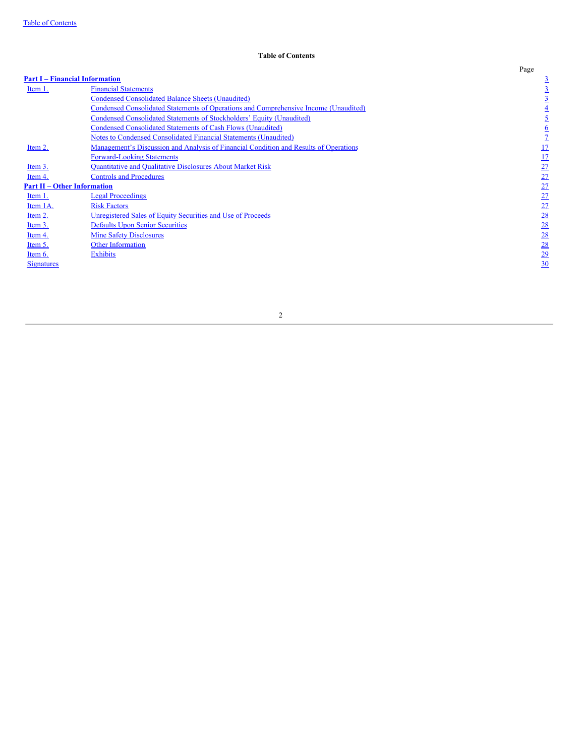**Table of Contents**

| | | Page |
|---|---|---|
| **Part I – Financial Information** | | 3 |
| Item 1. | Financial Statements | 3 |
| | Condensed Consolidated Balance Sheets (Unaudited) | 3 |
| | Condensed Consolidated Statements of Operations and Comprehensive Income (Unaudited) | 4 |
| | Condensed Consolidated Statements of Stockholders' Equity (Unaudited) | 5 |
| | Condensed Consolidated Statements of Cash Flows (Unaudited) | 6 |
| | Notes to Condensed Consolidated Financial Statements (Unaudited) | 7 |
| Item 2. | Management's Discussion and Analysis of Financial Condition and Results of Operations | 17 |
| | Forward-Looking Statements | 17 |
| Item 3. | Quantitative and Qualitative Disclosures About Market Risk | 27 |
| Item 4. | Controls and Procedures | 27 |
| **Part II – Other Information** | | 27 |
| Item 1. | Legal Proceedings | 27 |
| Item 1A. | Risk Factors | 27 |
| Item 2. | Unregistered Sales of Equity Securities and Use of Proceeds | 28 |
| Item 3. | Defaults Upon Senior Securities | 28 |
| Item 4. | Mine Safety Disclosures | 28 |
| Item 5. | Other Information | 28 |
| Item 6. | Exhibits | 29 |
| Signatures | | 30 |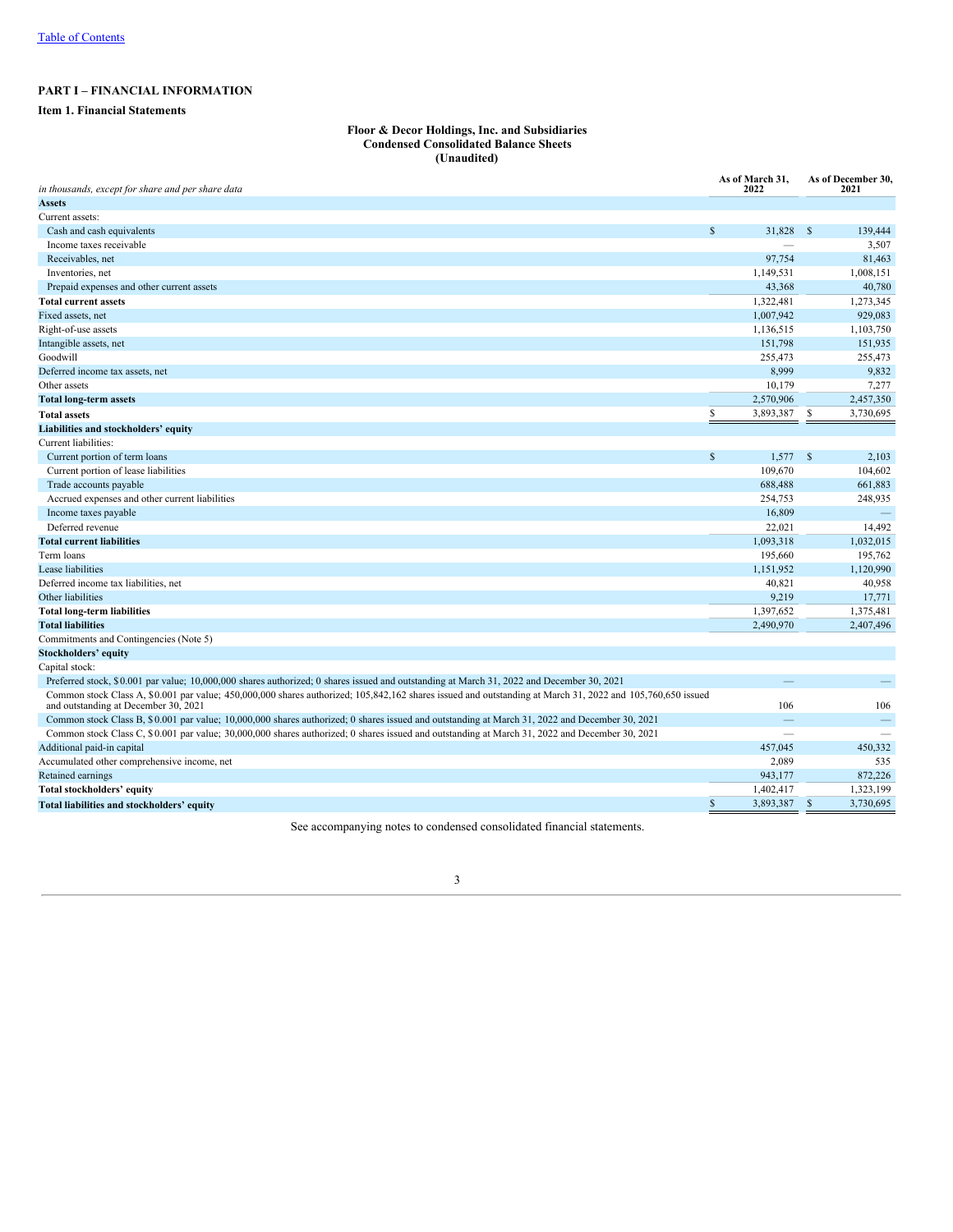## PART I – FINANCIAL INFORMATION

### Item 1. Financial Statements

**Floor & Decor Holdings, Inc. and Subsidiaries**
**Condensed Consolidated Balance Sheets**
**(Unaudited)**

| *in thousands, except for share and per share data* | As of March 31, 2022 | As of December 30, 2021 |
|---|---|---|
| **Assets** | | |
| Current assets: | | |
| Cash and cash equivalents | $ 31,828 | $ 139,444 |
| Income taxes receivable | — | 3,507 |
| Receivables, net | 97,754 | 81,463 |
| Inventories, net | 1,149,531 | 1,008,151 |
| Prepaid expenses and other current assets | 43,368 | 40,780 |
| **Total current assets** | 1,322,481 | 1,273,345 |
| Fixed assets, net | 1,007,942 | 929,083 |
| Right-of-use assets | 1,136,515 | 1,103,750 |
| Intangible assets, net | 151,798 | 151,935 |
| Goodwill | 255,473 | 255,473 |
| Deferred income tax assets, net | 8,999 | 9,832 |
| Other assets | 10,179 | 7,277 |
| **Total long-term assets** | 2,570,906 | 2,457,350 |
| **Total assets** | $ 3,893,387 | $ 3,730,695 |
| **Liabilities and stockholders' equity** | | |
| Current liabilities: | | |
| Current portion of term loans | $ 1,577 | $ 2,103 |
| Current portion of lease liabilities | 109,670 | 104,602 |
| Trade accounts payable | 688,488 | 661,883 |
| Accrued expenses and other current liabilities | 254,753 | 248,935 |
| Income taxes payable | 16,809 | — |
| Deferred revenue | 22,021 | 14,492 |
| **Total current liabilities** | 1,093,318 | 1,032,015 |
| Term loans | 195,660 | 195,762 |
| Lease liabilities | 1,151,952 | 1,120,990 |
| Deferred income tax liabilities, net | 40,821 | 40,958 |
| Other liabilities | 9,219 | 17,771 |
| **Total long-term liabilities** | 1,397,652 | 1,375,481 |
| **Total liabilities** | 2,490,970 | 2,407,496 |
| Commitments and Contingencies (Note 5) | | |
| **Stockholders' equity** | | |
| Capital stock: | | |
| Preferred stock, $0.001 par value; 10,000,000 shares authorized; 0 shares issued and outstanding at March 31, 2022 and December 30, 2021 | — | — |
| Common stock Class A, $0.001 par value; 450,000,000 shares authorized; 105,842,162 shares issued and outstanding at March 31, 2022 and 105,760,650 issued and outstanding at December 30, 2021 | 106 | 106 |
| Common stock Class B, $0.001 par value; 10,000,000 shares authorized; 0 shares issued and outstanding at March 31, 2022 and December 30, 2021 | — | — |
| Common stock Class C, $0.001 par value; 30,000,000 shares authorized; 0 shares issued and outstanding at March 31, 2022 and December 30, 2021 | — | — |
| Additional paid-in capital | 457,045 | 450,332 |
| Accumulated other comprehensive income, net | 2,089 | 535 |
| Retained earnings | 943,177 | 872,226 |
| **Total stockholders' equity** | 1,402,417 | 1,323,199 |
| **Total liabilities and stockholders' equity** | $ 3,893,387 | $ 3,730,695 |

See accompanying notes to condensed consolidated financial statements.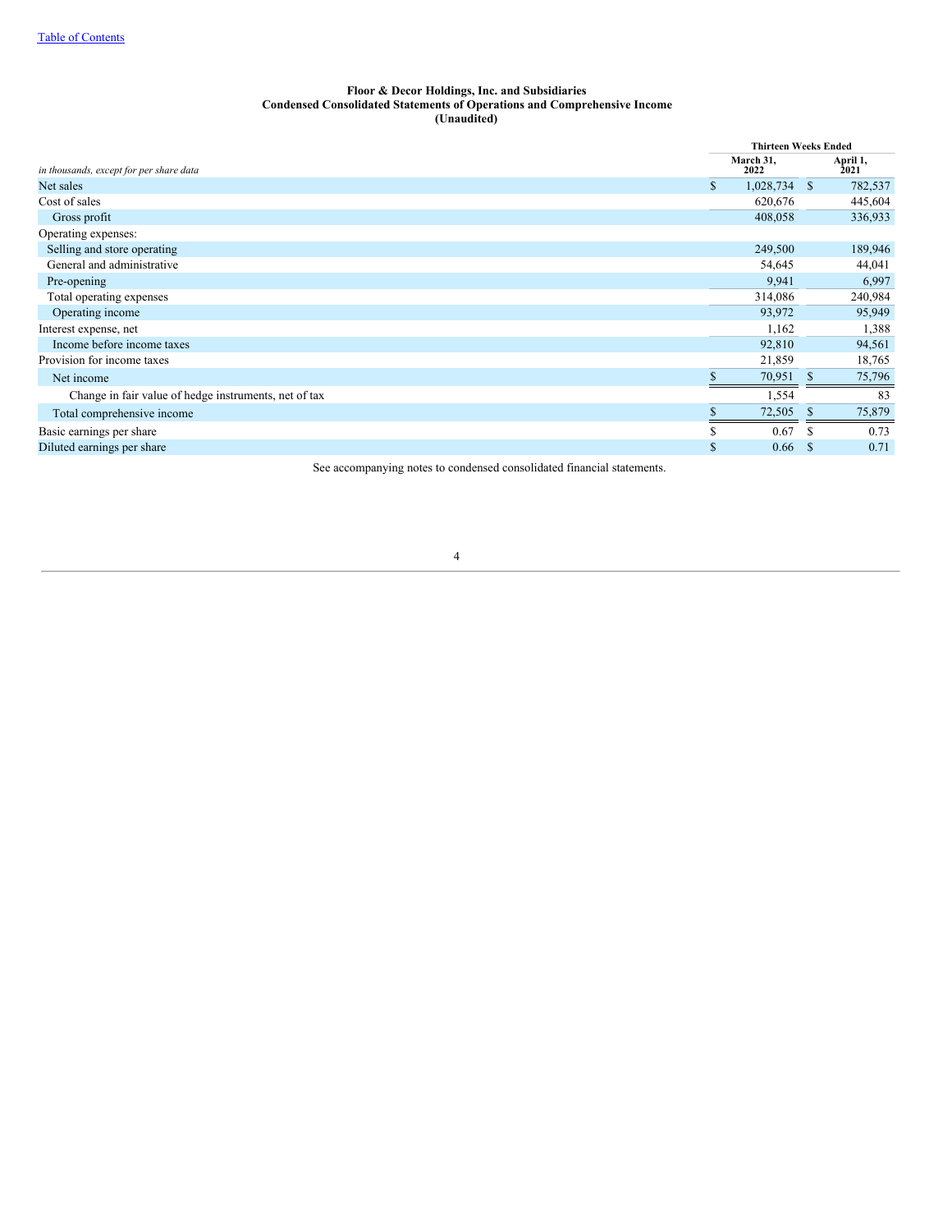Table of Contents

**Floor & Decor Holdings, Inc. and Subsidiaries**
**Condensed Consolidated Statements of Operations and Comprehensive Income**
**(Unaudited)**

| *in thousands, except for per share data* | Thirteen Weeks Ended March 31, 2022 | Thirteen Weeks Ended April 1, 2021 |
|---|---|---|
| Net sales | $ 1,028,734 | $ 782,537 |
| Cost of sales | 620,676 | 445,604 |
| Gross profit | 408,058 | 336,933 |
| Operating expenses: | | |
| Selling and store operating | 249,500 | 189,946 |
| General and administrative | 54,645 | 44,041 |
| Pre-opening | 9,941 | 6,997 |
| Total operating expenses | 314,086 | 240,984 |
| Operating income | 93,972 | 95,949 |
| Interest expense, net | 1,162 | 1,388 |
| Income before income taxes | 92,810 | 94,561 |
| Provision for income taxes | 21,859 | 18,765 |
| Net income | $ 70,951 | $ 75,796 |
| Change in fair value of hedge instruments, net of tax | 1,554 | 83 |
| Total comprehensive income | $ 72,505 | $ 75,879 |
| Basic earnings per share | $ 0.67 | $ 0.73 |
| Diluted earnings per share | $ 0.66 | $ 0.71 |

See accompanying notes to condensed consolidated financial statements.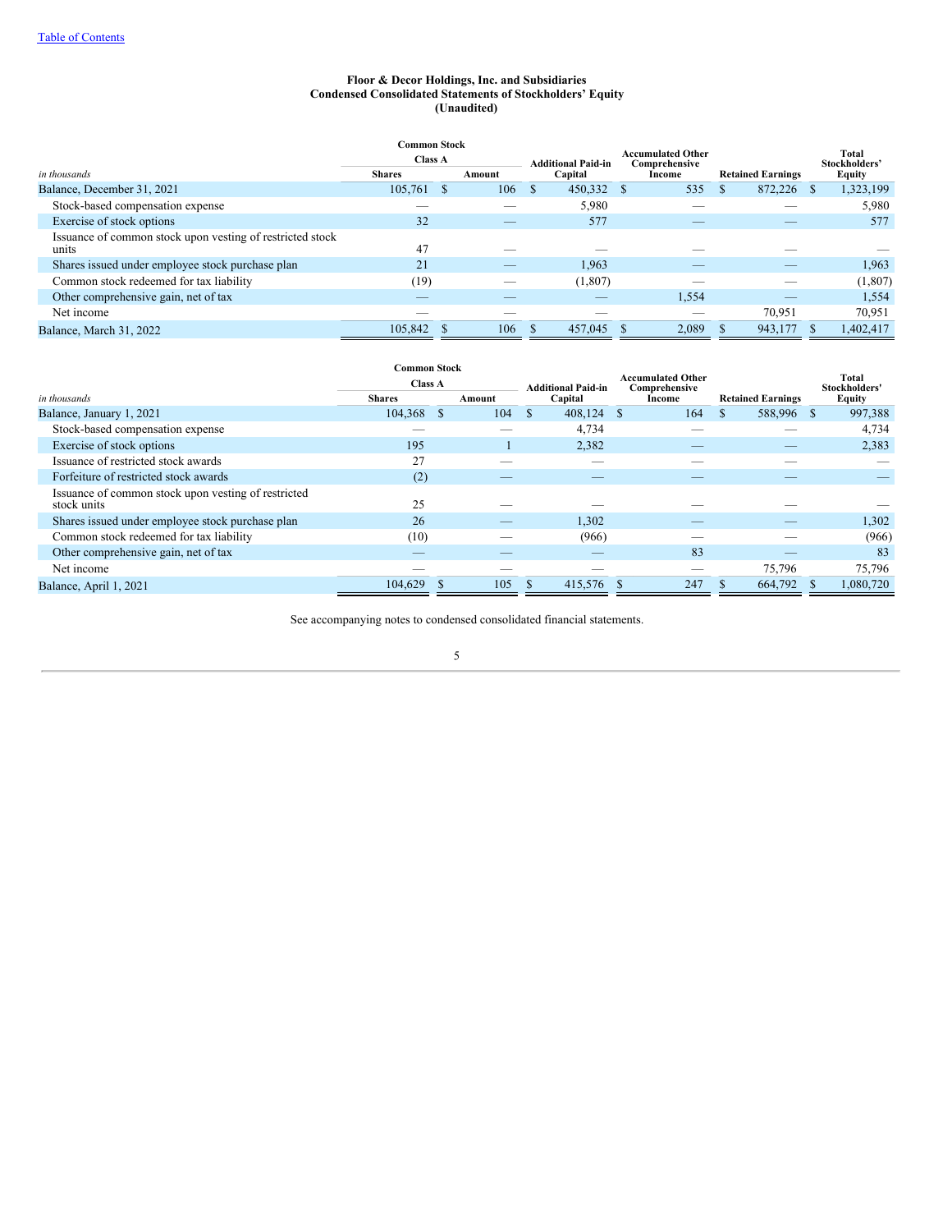[Table of Contents](#)

**Floor & Decor Holdings, Inc. and Subsidiaries**
**Condensed Consolidated Statements of Stockholders' Equity**
**(Unaudited)**

| *in thousands* | Common Stock Class A Shares | Common Stock Class A Amount | Additional Paid-in Capital | Accumulated Other Comprehensive Income | Retained Earnings | Total Stockholders' Equity |
|---|---|---|---|---|---|---|
| Balance, December 31, 2021 | 105,761 | $ 106 | $ 450,332 | $ 535 | $ 872,226 | $ 1,323,199 |
| Stock-based compensation expense | — | — | 5,980 | — | — | 5,980 |
| Exercise of stock options | 32 | — | 577 | — | — | 577 |
| Issuance of common stock upon vesting of restricted stock units | 47 | — | — | — | — | — |
| Shares issued under employee stock purchase plan | 21 | — | 1,963 | — | — | 1,963 |
| Common stock redeemed for tax liability | (19) | — | (1,807) | — | — | (1,807) |
| Other comprehensive gain, net of tax | — | — | — | 1,554 | — | 1,554 |
| Net income | — | — | — | — | 70,951 | 70,951 |
| Balance, March 31, 2022 | 105,842 | $ 106 | $ 457,045 | $ 2,089 | $ 943,177 | $ 1,402,417 |

| *in thousands* | Common Stock Class A Shares | Common Stock Class A Amount | Additional Paid-in Capital | Accumulated Other Comprehensive Income | Retained Earnings | Total Stockholders' Equity |
|---|---|---|---|---|---|---|
| Balance, January 1, 2021 | 104,368 | $ 104 | $ 408,124 | $ 164 | $ 588,996 | $ 997,388 |
| Stock-based compensation expense | — | — | 4,734 | — | — | 4,734 |
| Exercise of stock options | 195 | 1 | 2,382 | — | — | 2,383 |
| Issuance of restricted stock awards | 27 | — | — | — | — | — |
| Forfeiture of restricted stock awards | (2) | — | — | — | — | — |
| Issuance of common stock upon vesting of restricted stock units | 25 | — | — | — | — | — |
| Shares issued under employee stock purchase plan | 26 | — | 1,302 | — | — | 1,302 |
| Common stock redeemed for tax liability | (10) | — | (966) | — | — | (966) |
| Other comprehensive gain, net of tax | — | — | — | 83 | — | 83 |
| Net income | — | — | — | — | 75,796 | 75,796 |
| Balance, April 1, 2021 | 104,629 | $ 105 | $ 415,576 | $ 247 | $ 664,792 | $ 1,080,720 |

See accompanying notes to condensed consolidated financial statements.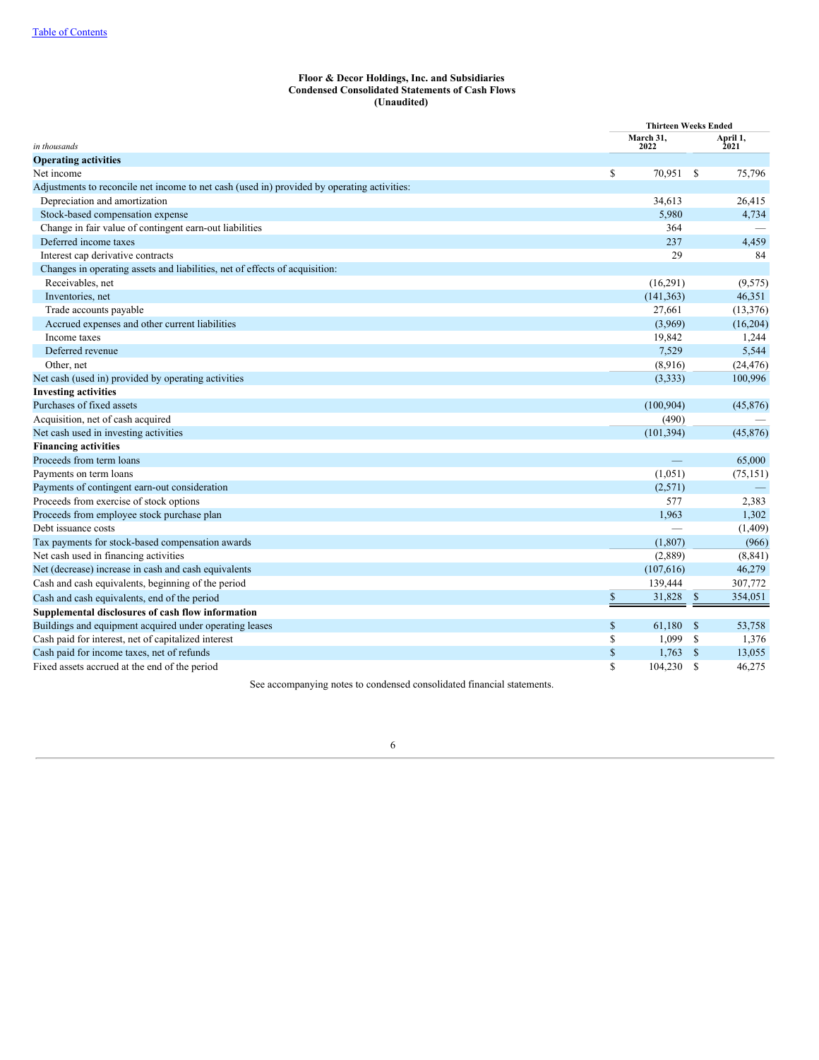Table of Contents

**Floor & Decor Holdings, Inc. and Subsidiaries**
**Condensed Consolidated Statements of Cash Flows**
**(Unaudited)**

| *in thousands* | Thirteen Weeks Ended March 31, 2022 | Thirteen Weeks Ended April 1, 2021 |
|---|---|---|
| **Operating activities** | | |
| Net income | $ 70,951 | $ 75,796 |
| Adjustments to reconcile net income to net cash (used in) provided by operating activities: | | |
| Depreciation and amortization | 34,613 | 26,415 |
| Stock-based compensation expense | 5,980 | 4,734 |
| Change in fair value of contingent earn-out liabilities | 364 | — |
| Deferred income taxes | 237 | 4,459 |
| Interest cap derivative contracts | 29 | 84 |
| Changes in operating assets and liabilities, net of effects of acquisition: | | |
| Receivables, net | (16,291) | (9,575) |
| Inventories, net | (141,363) | 46,351 |
| Trade accounts payable | 27,661 | (13,376) |
| Accrued expenses and other current liabilities | (3,969) | (16,204) |
| Income taxes | 19,842 | 1,244 |
| Deferred revenue | 7,529 | 5,544 |
| Other, net | (8,916) | (24,476) |
| Net cash (used in) provided by operating activities | (3,333) | 100,996 |
| **Investing activities** | | |
| Purchases of fixed assets | (100,904) | (45,876) |
| Acquisition, net of cash acquired | (490) | — |
| Net cash used in investing activities | (101,394) | (45,876) |
| **Financing activities** | | |
| Proceeds from term loans | — | 65,000 |
| Payments on term loans | (1,051) | (75,151) |
| Payments of contingent earn-out consideration | (2,571) | — |
| Proceeds from exercise of stock options | 577 | 2,383 |
| Proceeds from employee stock purchase plan | 1,963 | 1,302 |
| Debt issuance costs | — | (1,409) |
| Tax payments for stock-based compensation awards | (1,807) | (966) |
| Net cash used in financing activities | (2,889) | (8,841) |
| Net (decrease) increase in cash and cash equivalents | (107,616) | 46,279 |
| Cash and cash equivalents, beginning of the period | 139,444 | 307,772 |
| Cash and cash equivalents, end of the period | $ 31,828 | $ 354,051 |
| **Supplemental disclosures of cash flow information** | | |
| Buildings and equipment acquired under operating leases | $ 61,180 | $ 53,758 |
| Cash paid for interest, net of capitalized interest | $ 1,099 | $ 1,376 |
| Cash paid for income taxes, net of refunds | $ 1,763 | $ 13,055 |
| Fixed assets accrued at the end of the period | $ 104,230 | $ 46,275 |

See accompanying notes to condensed consolidated financial statements.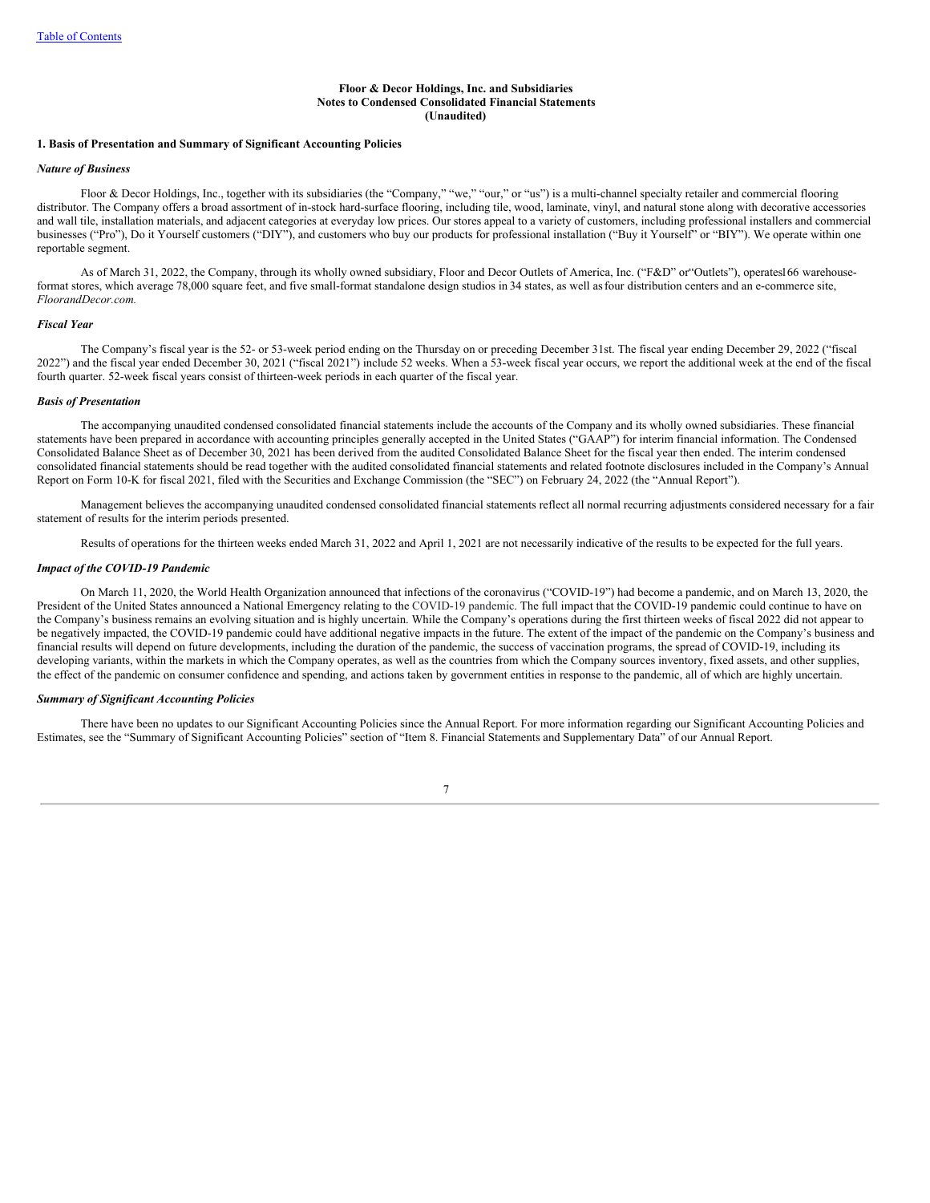**Floor & Decor Holdings, Inc. and Subsidiaries**
**Notes to Condensed Consolidated Financial Statements**
**(Unaudited)**

## 1. Basis of Presentation and Summary of Significant Accounting Policies

### *Nature of Business*

Floor & Decor Holdings, Inc., together with its subsidiaries (the "Company," "we," "our," or "us") is a multi-channel specialty retailer and commercial flooring distributor. The Company offers a broad assortment of in-stock hard-surface flooring, including tile, wood, laminate, vinyl, and natural stone along with decorative accessories and wall tile, installation materials, and adjacent categories at everyday low prices. Our stores appeal to a variety of customers, including professional installers and commercial businesses ("Pro"), Do it Yourself customers ("DIY"), and customers who buy our products for professional installation ("Buy it Yourself" or "BIY"). We operate within one reportable segment.

As of March 31, 2022, the Company, through its wholly owned subsidiary, Floor and Decor Outlets of America, Inc. ("F&D" or"Outlets"), operates166 warehouse-format stores, which average 78,000 square feet, and five small-format standalone design studios in 34 states, as well as four distribution centers and an e-commerce site, *FloorandDecor.com.*

### *Fiscal Year*

The Company's fiscal year is the 52- or 53-week period ending on the Thursday on or preceding December 31st. The fiscal year ending December 29, 2022 ("fiscal 2022") and the fiscal year ended December 30, 2021 ("fiscal 2021") include 52 weeks. When a 53-week fiscal year occurs, we report the additional week at the end of the fiscal fourth quarter. 52-week fiscal years consist of thirteen-week periods in each quarter of the fiscal year.

### *Basis of Presentation*

The accompanying unaudited condensed consolidated financial statements include the accounts of the Company and its wholly owned subsidiaries. These financial statements have been prepared in accordance with accounting principles generally accepted in the United States ("GAAP") for interim financial information. The Condensed Consolidated Balance Sheet as of December 30, 2021 has been derived from the audited Consolidated Balance Sheet for the fiscal year then ended. The interim condensed consolidated financial statements should be read together with the audited consolidated financial statements and related footnote disclosures included in the Company's Annual Report on Form 10-K for fiscal 2021, filed with the Securities and Exchange Commission (the "SEC") on February 24, 2022 (the "Annual Report").

Management believes the accompanying unaudited condensed consolidated financial statements reflect all normal recurring adjustments considered necessary for a fair statement of results for the interim periods presented.

Results of operations for the thirteen weeks ended March 31, 2022 and April 1, 2021 are not necessarily indicative of the results to be expected for the full years.

### *Impact of the COVID-19 Pandemic*

On March 11, 2020, the World Health Organization announced that infections of the coronavirus ("COVID-19") had become a pandemic, and on March 13, 2020, the President of the United States announced a National Emergency relating to the COVID-19 pandemic. The full impact that the COVID-19 pandemic could continue to have on the Company's business remains an evolving situation and is highly uncertain. While the Company's operations during the first thirteen weeks of fiscal 2022 did not appear to be negatively impacted, the COVID-19 pandemic could have additional negative impacts in the future. The extent of the impact of the pandemic on the Company's business and financial results will depend on future developments, including the duration of the pandemic, the success of vaccination programs, the spread of COVID-19, including its developing variants, within the markets in which the Company operates, as well as the countries from which the Company sources inventory, fixed assets, and other supplies, the effect of the pandemic on consumer confidence and spending, and actions taken by government entities in response to the pandemic, all of which are highly uncertain.

### *Summary of Significant Accounting Policies*

There have been no updates to our Significant Accounting Policies since the Annual Report. For more information regarding our Significant Accounting Policies and Estimates, see the "Summary of Significant Accounting Policies" section of "Item 8. Financial Statements and Supplementary Data" of our Annual Report.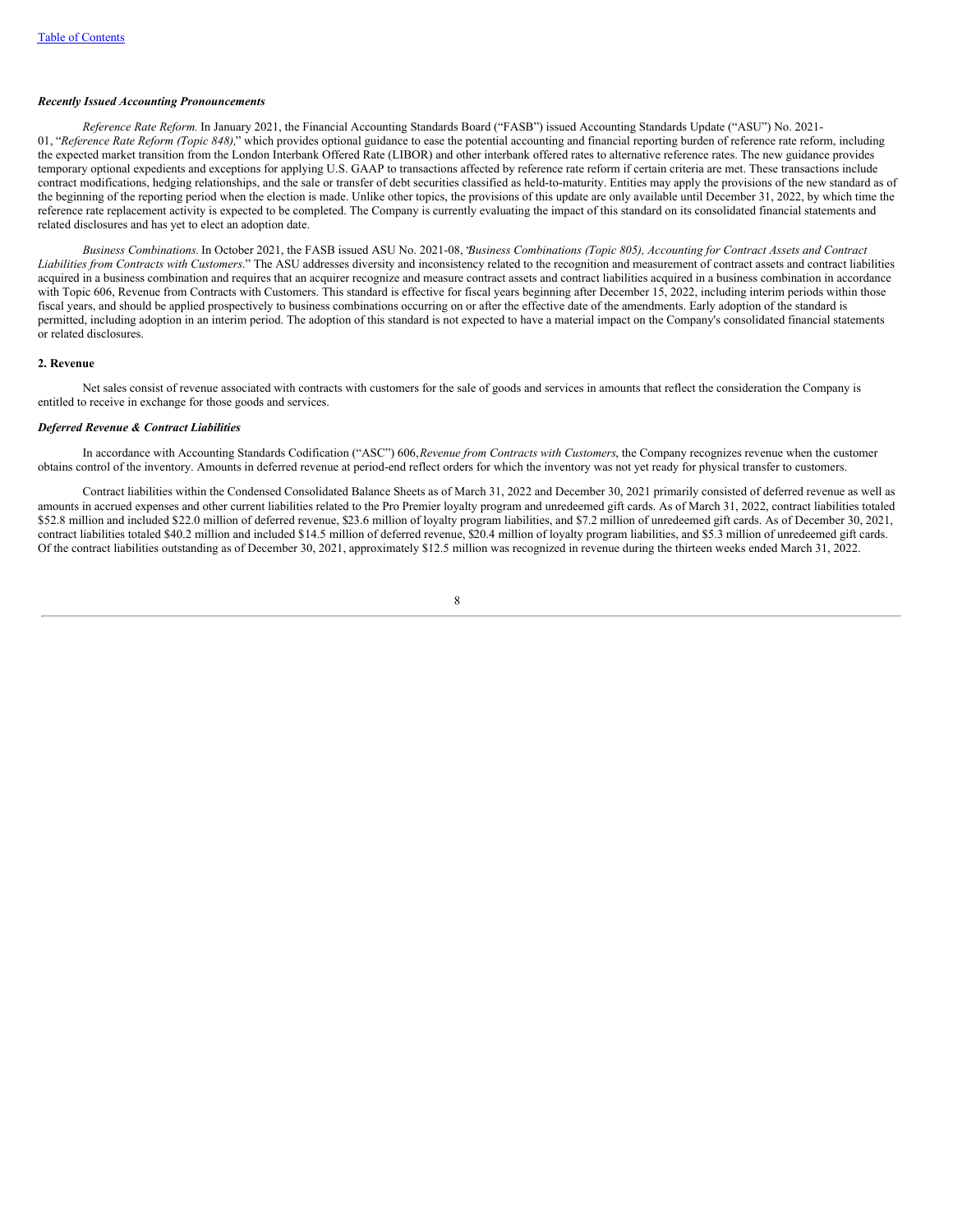### *Recently Issued Accounting Pronouncements*

*Reference Rate Reform.* In January 2021, the Financial Accounting Standards Board ("FASB") issued Accounting Standards Update ("ASU") No. 2021-01, "*Reference Rate Reform (Topic 848),*" which provides optional guidance to ease the potential accounting and financial reporting burden of reference rate reform, including the expected market transition from the London Interbank Offered Rate (LIBOR) and other interbank offered rates to alternative reference rates. The new guidance provides temporary optional expedients and exceptions for applying U.S. GAAP to transactions affected by reference rate reform if certain criteria are met. These transactions include contract modifications, hedging relationships, and the sale or transfer of debt securities classified as held-to-maturity. Entities may apply the provisions of the new standard as of the beginning of the reporting period when the election is made. Unlike other topics, the provisions of this update are only available until December 31, 2022, by which time the reference rate replacement activity is expected to be completed. The Company is currently evaluating the impact of this standard on its consolidated financial statements and related disclosures and has yet to elect an adoption date.

*Business Combinations.* In October 2021, the FASB issued ASU No. 2021-08, "*Business Combinations (Topic 805), Accounting for Contract Assets and Contract Liabilities from Contracts with Customers*." The ASU addresses diversity and inconsistency related to the recognition and measurement of contract assets and contract liabilities acquired in a business combination and requires that an acquirer recognize and measure contract assets and contract liabilities acquired in a business combination in accordance with Topic 606, Revenue from Contracts with Customers. This standard is effective for fiscal years beginning after December 15, 2022, including interim periods within those fiscal years, and should be applied prospectively to business combinations occurring on or after the effective date of the amendments. Early adoption of the standard is permitted, including adoption in an interim period. The adoption of this standard is not expected to have a material impact on the Company's consolidated financial statements or related disclosures.

## 2. Revenue

Net sales consist of revenue associated with contracts with customers for the sale of goods and services in amounts that reflect the consideration the Company is entitled to receive in exchange for those goods and services.

### *Deferred Revenue & Contract Liabilities*

In accordance with Accounting Standards Codification ("ASC") 606, *Revenue from Contracts with Customers*, the Company recognizes revenue when the customer obtains control of the inventory. Amounts in deferred revenue at period-end reflect orders for which the inventory was not yet ready for physical transfer to customers.

Contract liabilities within the Condensed Consolidated Balance Sheets as of March 31, 2022 and December 30, 2021 primarily consisted of deferred revenue as well as amounts in accrued expenses and other current liabilities related to the Pro Premier loyalty program and unredeemed gift cards. As of March 31, 2022, contract liabilities totaled \$52.8 million and included \$22.0 million of deferred revenue, \$23.6 million of loyalty program liabilities, and \$7.2 million of unredeemed gift cards. As of December 30, 2021, contract liabilities totaled \$40.2 million and included \$14.5 million of deferred revenue, \$20.4 million of loyalty program liabilities, and \$5.3 million of unredeemed gift cards. Of the contract liabilities outstanding as of December 30, 2021, approximately \$12.5 million was recognized in revenue during the thirteen weeks ended March 31, 2022.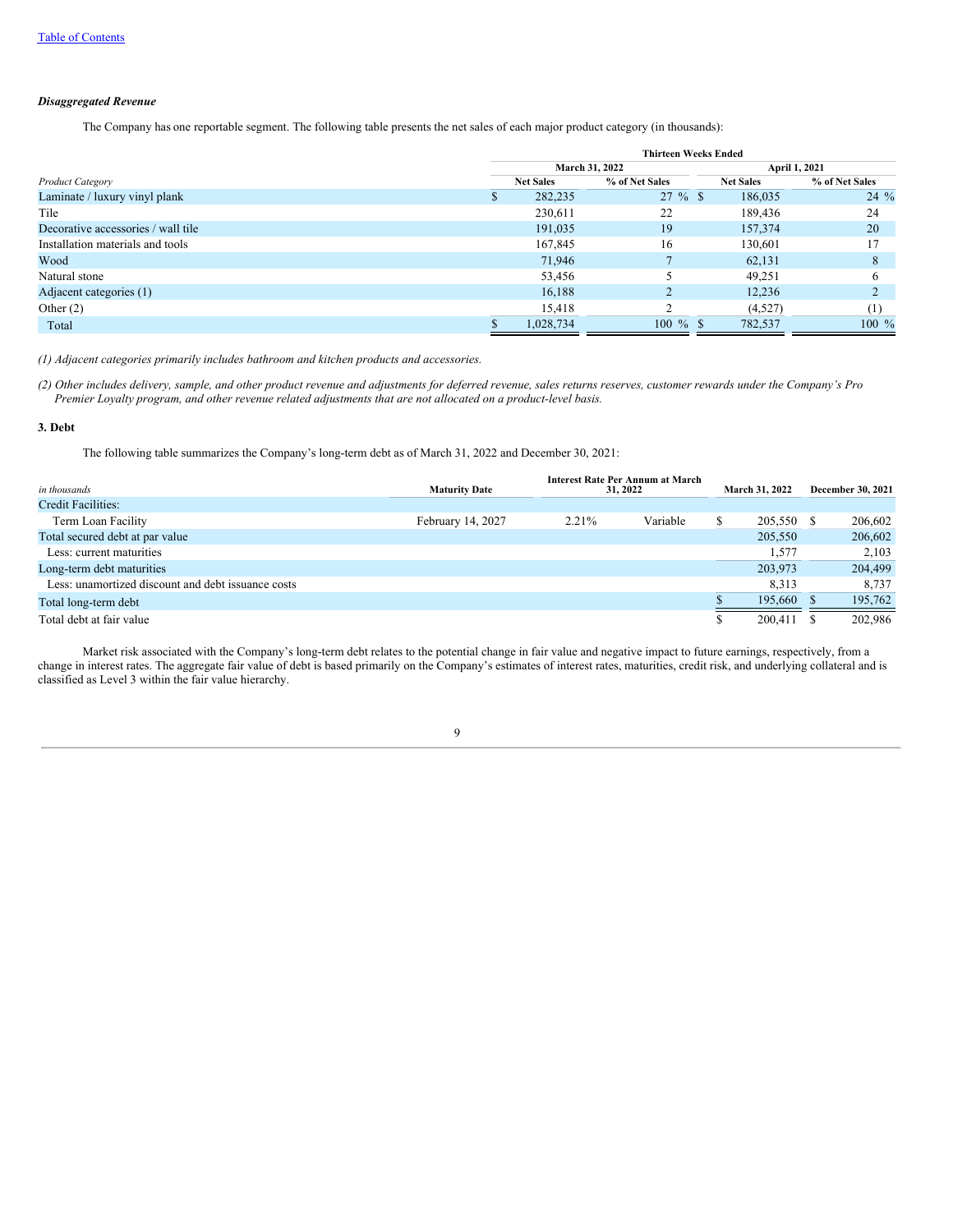*Disaggregated Revenue*

The Company has one reportable segment. The following table presents the net sales of each major product category (in thousands):

| | Thirteen Weeks Ended | | | |
|---|---|---|---|---|
| | March 31, 2022 | | April 1, 2021 | |
| *Product Category* | Net Sales | % of Net Sales | Net Sales | % of Net Sales |
| Laminate / luxury vinyl plank | $ 282,235 | 27 % | $ 186,035 | 24 % |
| Tile | 230,611 | 22 | 189,436 | 24 |
| Decorative accessories / wall tile | 191,035 | 19 | 157,374 | 20 |
| Installation materials and tools | 167,845 | 16 | 130,601 | 17 |
| Wood | 71,946 | 7 | 62,131 | 8 |
| Natural stone | 53,456 | 5 | 49,251 | 6 |
| Adjacent categories (1) | 16,188 | 2 | 12,236 | 2 |
| Other (2) | 15,418 | 2 | (4,527) | (1) |
| Total | $ 1,028,734 | 100 % | $ 782,537 | 100 % |

*(1) Adjacent categories primarily includes bathroom and kitchen products and accessories.*

*(2) Other includes delivery, sample, and other product revenue and adjustments for deferred revenue, sales returns reserves, customer rewards under the Company's Pro Premier Loyalty program, and other revenue related adjustments that are not allocated on a product-level basis.*

### 3. Debt

The following table summarizes the Company's long-term debt as of March 31, 2022 and December 30, 2021:

| *in thousands* | Maturity Date | Interest Rate Per Annum at March 31, 2022 | | March 31, 2022 | December 30, 2021 |
|---|---|---|---|---|---|
| Credit Facilities: | | | | | |
| Term Loan Facility | February 14, 2027 | 2.21% | Variable | $ 205,550 | $ 206,602 |
| Total secured debt at par value | | | | 205,550 | 206,602 |
| Less: current maturities | | | | 1,577 | 2,103 |
| Long-term debt maturities | | | | 203,973 | 204,499 |
| Less: unamortized discount and debt issuance costs | | | | 8,313 | 8,737 |
| Total long-term debt | | | | $ 195,660 | $ 195,762 |
| Total debt at fair value | | | | $ 200,411 | $ 202,986 |

Market risk associated with the Company's long-term debt relates to the potential change in fair value and negative impact to future earnings, respectively, from a change in interest rates. The aggregate fair value of debt is based primarily on the Company's estimates of interest rates, maturities, credit risk, and underlying collateral and is classified as Level 3 within the fair value hierarchy.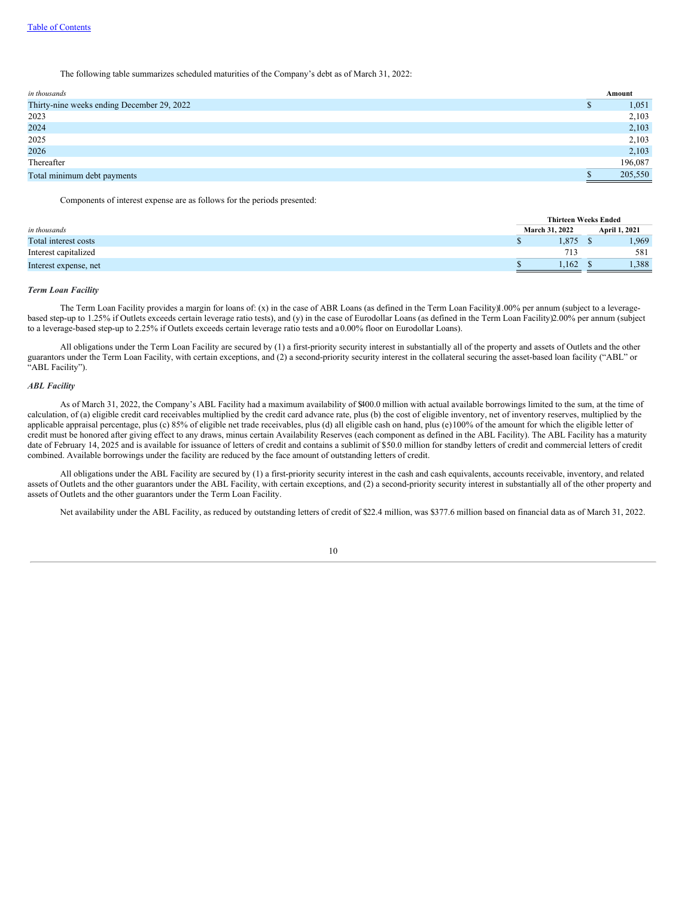The following table summarizes scheduled maturities of the Company's debt as of March 31, 2022:

| in thousands | Amount |
|---|---|
| Thirty-nine weeks ending December 29, 2022 | $ 1,051 |
| 2023 | 2,103 |
| 2024 | 2,103 |
| 2025 | 2,103 |
| 2026 | 2,103 |
| Thereafter | 196,087 |
| Total minimum debt payments | $ 205,550 |

Components of interest expense are as follows for the periods presented:

| | Thirteen Weeks Ended | |
|---|---|---|
| in thousands | March 31, 2022 | April 1, 2021 |
| Total interest costs | $ 1,875 | $ 1,969 |
| Interest capitalized | 713 | 581 |
| Interest expense, net | $ 1,162 | $ 1,388 |

***Term Loan Facility***

The Term Loan Facility provides a margin for loans of: (x) in the case of ABR Loans (as defined in the Term Loan Facility) 1.00% per annum (subject to a leverage-based step-up to 1.25% if Outlets exceeds certain leverage ratio tests), and (y) in the case of Eurodollar Loans (as defined in the Term Loan Facility) 2.00% per annum (subject to a leverage-based step-up to 2.25% if Outlets exceeds certain leverage ratio tests and a 0.00% floor on Eurodollar Loans).

All obligations under the Term Loan Facility are secured by (1) a first-priority security interest in substantially all of the property and assets of Outlets and the other guarantors under the Term Loan Facility, with certain exceptions, and (2) a second-priority security interest in the collateral securing the asset-based loan facility ("ABL" or "ABL Facility").

***ABL Facility***

As of March 31, 2022, the Company's ABL Facility had a maximum availability of $400.0 million with actual available borrowings limited to the sum, at the time of calculation, of (a) eligible credit card receivables multiplied by the credit card advance rate, plus (b) the cost of eligible inventory, net of inventory reserves, multiplied by the applicable appraisal percentage, plus (c) 85% of eligible net trade receivables, plus (d) all eligible cash on hand, plus (e) 100% of the amount for which the eligible letter of credit must be honored after giving effect to any draws, minus certain Availability Reserves (each component as defined in the ABL Facility). The ABL Facility has a maturity date of February 14, 2025 and is available for issuance of letters of credit and contains a sublimit of $50.0 million for standby letters of credit and commercial letters of credit combined. Available borrowings under the facility are reduced by the face amount of outstanding letters of credit.

All obligations under the ABL Facility are secured by (1) a first-priority security interest in the cash and cash equivalents, accounts receivable, inventory, and related assets of Outlets and the other guarantors under the ABL Facility, with certain exceptions, and (2) a second-priority security interest in substantially all of the other property and assets of Outlets and the other guarantors under the Term Loan Facility.

Net availability under the ABL Facility, as reduced by outstanding letters of credit of $22.4 million, was $377.6 million based on financial data as of March 31, 2022.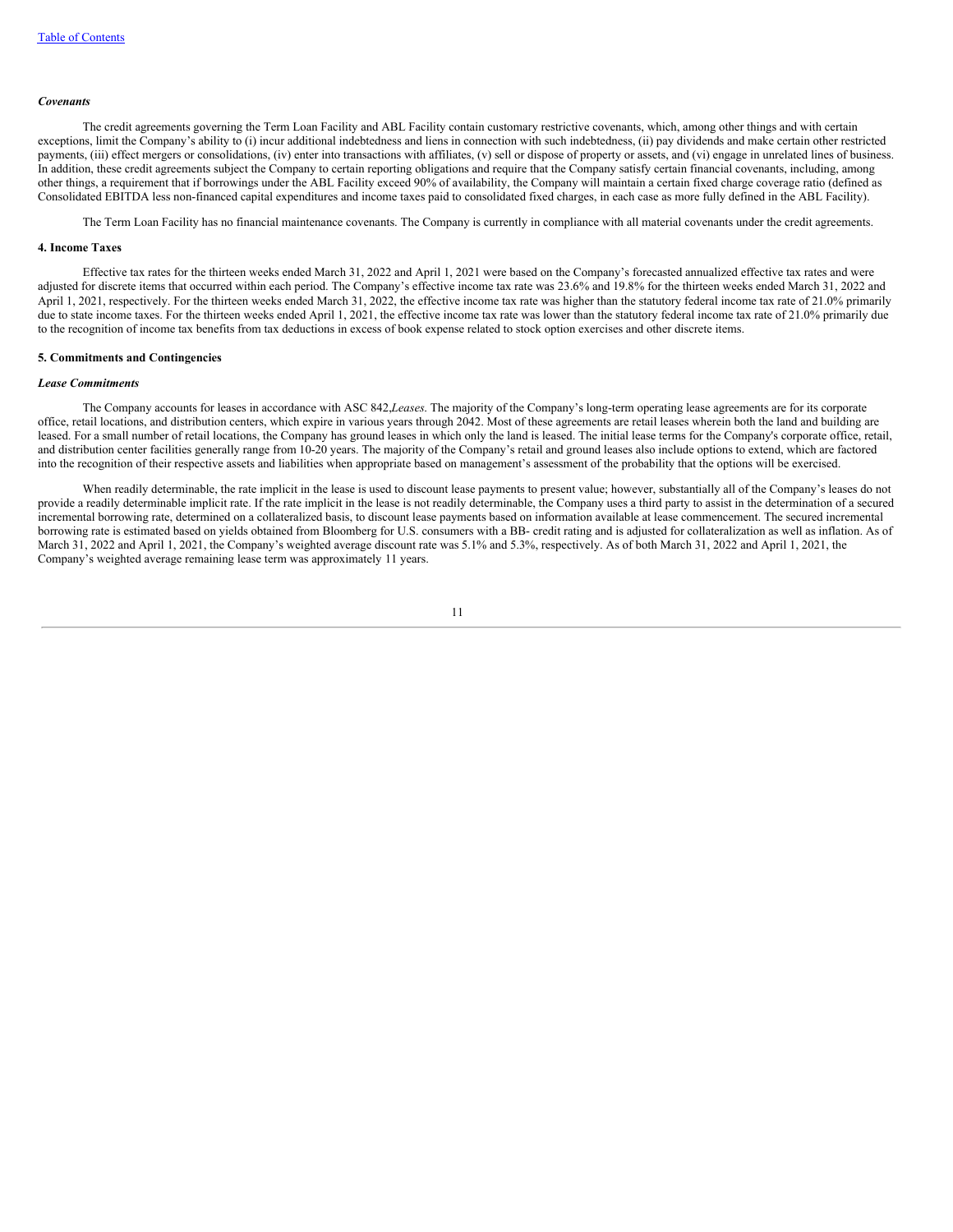*Covenants*

The credit agreements governing the Term Loan Facility and ABL Facility contain customary restrictive covenants, which, among other things and with certain exceptions, limit the Company's ability to (i) incur additional indebtedness and liens in connection with such indebtedness, (ii) pay dividends and make certain other restricted payments, (iii) effect mergers or consolidations, (iv) enter into transactions with affiliates, (v) sell or dispose of property or assets, and (vi) engage in unrelated lines of business. In addition, these credit agreements subject the Company to certain reporting obligations and require that the Company satisfy certain financial covenants, including, among other things, a requirement that if borrowings under the ABL Facility exceed 90% of availability, the Company will maintain a certain fixed charge coverage ratio (defined as Consolidated EBITDA less non-financed capital expenditures and income taxes paid to consolidated fixed charges, in each case as more fully defined in the ABL Facility).

The Term Loan Facility has no financial maintenance covenants. The Company is currently in compliance with all material covenants under the credit agreements.

**4. Income Taxes**

Effective tax rates for the thirteen weeks ended March 31, 2022 and April 1, 2021 were based on the Company's forecasted annualized effective tax rates and were adjusted for discrete items that occurred within each period. The Company's effective income tax rate was 23.6% and 19.8% for the thirteen weeks ended March 31, 2022 and April 1, 2021, respectively. For the thirteen weeks ended March 31, 2022, the effective income tax rate was higher than the statutory federal income tax rate of 21.0% primarily due to state income taxes. For the thirteen weeks ended April 1, 2021, the effective income tax rate was lower than the statutory federal income tax rate of 21.0% primarily due to the recognition of income tax benefits from tax deductions in excess of book expense related to stock option exercises and other discrete items.

**5. Commitments and Contingencies**

*Lease Commitments*

The Company accounts for leases in accordance with ASC 842,*Leases*. The majority of the Company's long-term operating lease agreements are for its corporate office, retail locations, and distribution centers, which expire in various years through 2042. Most of these agreements are retail leases wherein both the land and building are leased. For a small number of retail locations, the Company has ground leases in which only the land is leased. The initial lease terms for the Company's corporate office, retail, and distribution center facilities generally range from 10-20 years. The majority of the Company's retail and ground leases also include options to extend, which are factored into the recognition of their respective assets and liabilities when appropriate based on management's assessment of the probability that the options will be exercised.

When readily determinable, the rate implicit in the lease is used to discount lease payments to present value; however, substantially all of the Company's leases do not provide a readily determinable implicit rate. If the rate implicit in the lease is not readily determinable, the Company uses a third party to assist in the determination of a secured incremental borrowing rate, determined on a collateralized basis, to discount lease payments based on information available at lease commencement. The secured incremental borrowing rate is estimated based on yields obtained from Bloomberg for U.S. consumers with a BB- credit rating and is adjusted for collateralization as well as inflation. As of March 31, 2022 and April 1, 2021, the Company's weighted average discount rate was 5.1% and 5.3%, respectively. As of both March 31, 2022 and April 1, 2021, the Company's weighted average remaining lease term was approximately 11 years.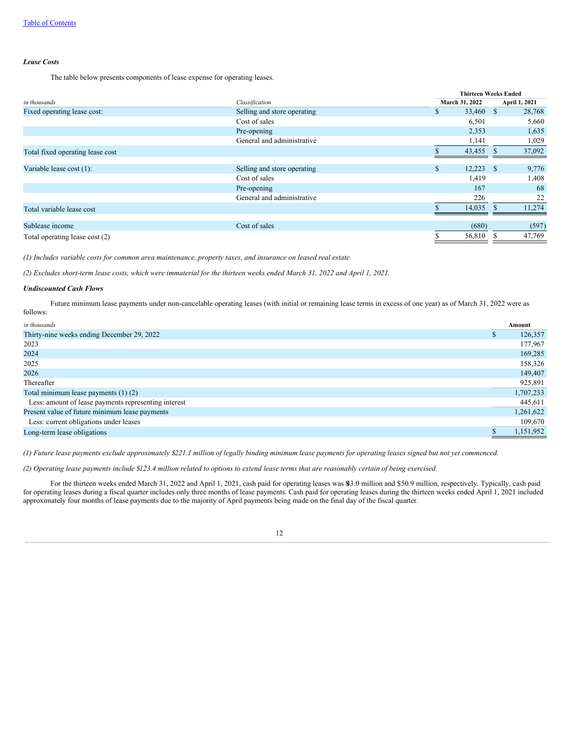*Lease Costs*

The table below presents components of lease expense for operating leases.

| *in thousands* | *Classification* | Thirteen Weeks Ended March 31, 2022 | Thirteen Weeks Ended April 1, 2021 |
|---|---|---|---|
| Fixed operating lease cost: | Selling and store operating | $ 33,460 | $ 28,768 |
| | Cost of sales | 6,501 | 5,660 |
| | Pre-opening | 2,353 | 1,635 |
| | General and administrative | 1,141 | 1,029 |
| Total fixed operating lease cost | | $ 43,455 | $ 37,092 |
| Variable lease cost (1): | Selling and store operating | $ 12,223 | $ 9,776 |
| | Cost of sales | 1,419 | 1,408 |
| | Pre-opening | 167 | 68 |
| | General and administrative | 226 | 22 |
| Total variable lease cost | | $ 14,035 | $ 11,274 |
| Sublease income | Cost of sales | (680) | (597) |
| Total operating lease cost (2) | | $ 56,810 | $ 47,769 |

*(1) Includes variable costs for common area maintenance, property taxes, and insurance on leased real estate.*

*(2) Excludes short-term lease costs, which were immaterial for the thirteen weeks ended March 31, 2022 and April 1, 2021.*

*Undiscounted Cash Flows*

Future minimum lease payments under non-cancelable operating leases (with initial or remaining lease terms in excess of one year) as of March 31, 2022 were as follows:

| *in thousands* | Amount |
|---|---|
| Thirty-nine weeks ending December 29, 2022 | $ 126,357 |
| 2023 | 177,967 |
| 2024 | 169,285 |
| 2025 | 158,326 |
| 2026 | 149,407 |
| Thereafter | 925,891 |
| Total minimum lease payments (1) (2) | 1,707,233 |
| Less: amount of lease payments representing interest | 445,611 |
| Present value of future minimum lease payments | 1,261,622 |
| Less: current obligations under leases | 109,670 |
| Long-term lease obligations | $ 1,151,952 |

*(1) Future lease payments exclude approximately $221.1 million of legally binding minimum lease payments for operating leases signed but not yet commenced.*

*(2) Operating lease payments include $123.4 million related to options to extend lease terms that are reasonably certain of being exercised.*

For the thirteen weeks ended March 31, 2022 and April 1, 2021, cash paid for operating leases was $43.0 million and $50.9 million, respectively. Typically, cash paid for operating leases during a fiscal quarter includes only three months of lease payments. Cash paid for operating leases during the thirteen weeks ended April 1, 2021 included approximately four months of lease payments due to the majority of April payments being made on the final day of the fiscal quarter.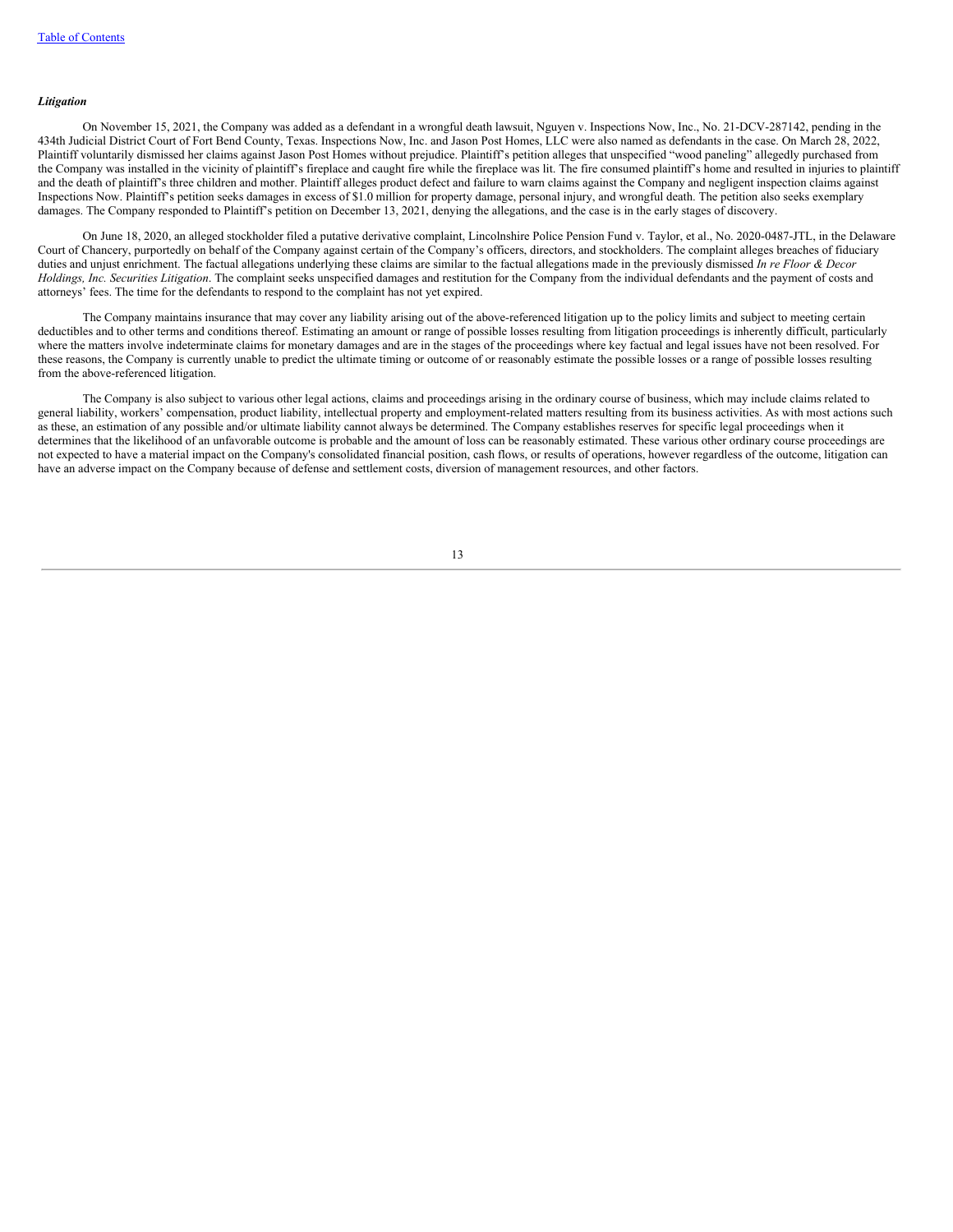***Litigation***

On November 15, 2021, the Company was added as a defendant in a wrongful death lawsuit, Nguyen v. Inspections Now, Inc., No. 21-DCV-287142, pending in the 434th Judicial District Court of Fort Bend County, Texas. Inspections Now, Inc. and Jason Post Homes, LLC were also named as defendants in the case. On March 28, 2022, Plaintiff voluntarily dismissed her claims against Jason Post Homes without prejudice. Plaintiff's petition alleges that unspecified "wood paneling" allegedly purchased from the Company was installed in the vicinity of plaintiff's fireplace and caught fire while the fireplace was lit. The fire consumed plaintiff's home and resulted in injuries to plaintiff and the death of plaintiff's three children and mother. Plaintiff alleges product defect and failure to warn claims against the Company and negligent inspection claims against Inspections Now. Plaintiff's petition seeks damages in excess of $1.0 million for property damage, personal injury, and wrongful death. The petition also seeks exemplary damages. The Company responded to Plaintiff's petition on December 13, 2021, denying the allegations, and the case is in the early stages of discovery.

On June 18, 2020, an alleged stockholder filed a putative derivative complaint, Lincolnshire Police Pension Fund v. Taylor, et al., No. 2020-0487-JTL, in the Delaware Court of Chancery, purportedly on behalf of the Company against certain of the Company's officers, directors, and stockholders. The complaint alleges breaches of fiduciary duties and unjust enrichment. The factual allegations underlying these claims are similar to the factual allegations made in the previously dismissed *In re Floor & Decor Holdings, Inc. Securities Litigation*. The complaint seeks unspecified damages and restitution for the Company from the individual defendants and the payment of costs and attorneys' fees. The time for the defendants to respond to the complaint has not yet expired.

The Company maintains insurance that may cover any liability arising out of the above-referenced litigation up to the policy limits and subject to meeting certain deductibles and to other terms and conditions thereof. Estimating an amount or range of possible losses resulting from litigation proceedings is inherently difficult, particularly where the matters involve indeterminate claims for monetary damages and are in the stages of the proceedings where key factual and legal issues have not been resolved. For these reasons, the Company is currently unable to predict the ultimate timing or outcome of or reasonably estimate the possible losses or a range of possible losses resulting from the above-referenced litigation.

The Company is also subject to various other legal actions, claims and proceedings arising in the ordinary course of business, which may include claims related to general liability, workers' compensation, product liability, intellectual property and employment-related matters resulting from its business activities. As with most actions such as these, an estimation of any possible and/or ultimate liability cannot always be determined. The Company establishes reserves for specific legal proceedings when it determines that the likelihood of an unfavorable outcome is probable and the amount of loss can be reasonably estimated. These various other ordinary course proceedings are not expected to have a material impact on the Company's consolidated financial position, cash flows, or results of operations, however regardless of the outcome, litigation can have an adverse impact on the Company because of defense and settlement costs, diversion of management resources, and other factors.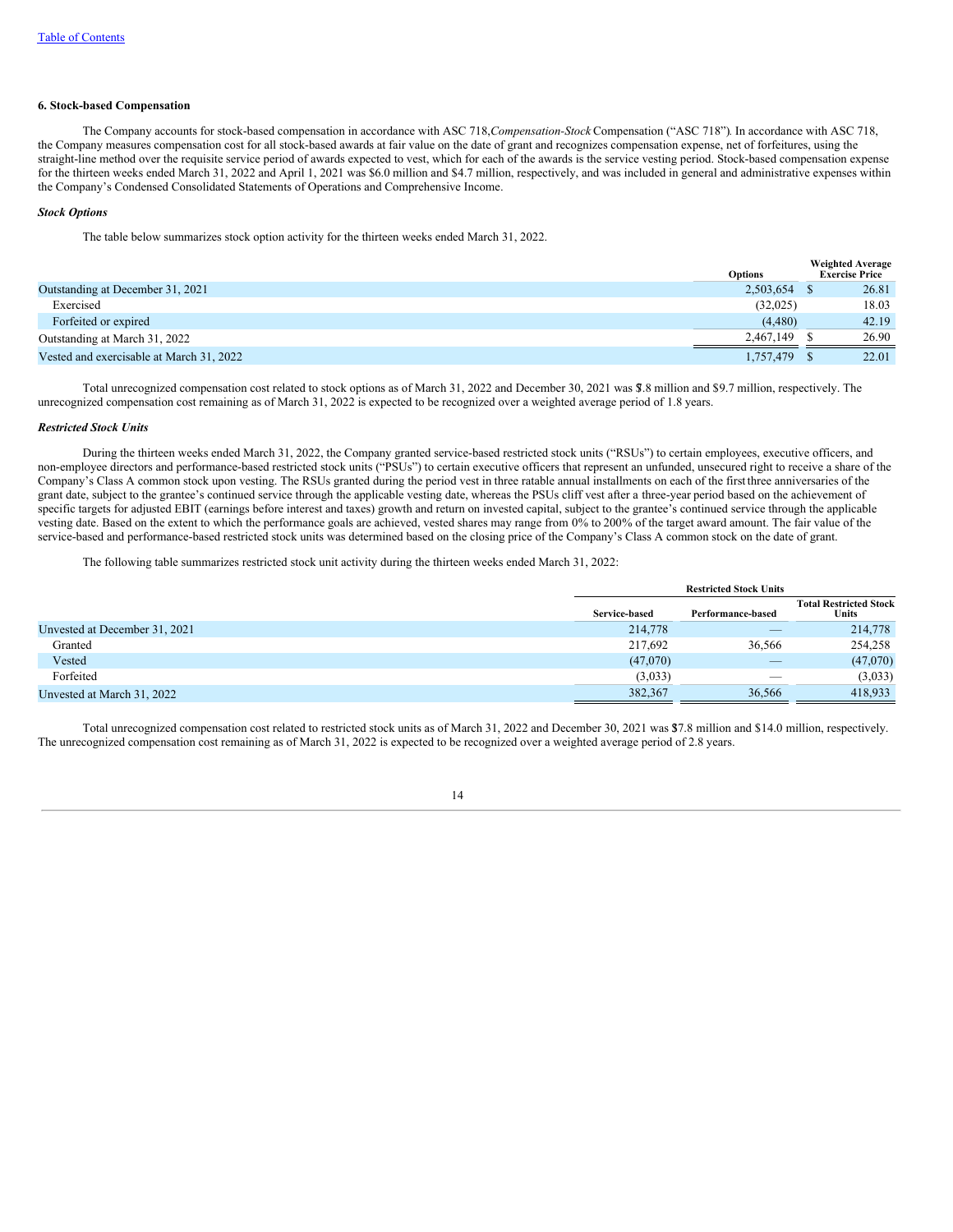### 6. Stock-based Compensation

The Company accounts for stock-based compensation in accordance with ASC 718, *Compensation-Stock* Compensation ("ASC 718"). In accordance with ASC 718, the Company measures compensation cost for all stock-based awards at fair value on the date of grant and recognizes compensation expense, net of forfeitures, using the straight-line method over the requisite service period of awards expected to vest, which for each of the awards is the service vesting period. Stock-based compensation expense for the thirteen weeks ended March 31, 2022 and April 1, 2021 was $6.0 million and $4.7 million, respectively, and was included in general and administrative expenses within the Company's Condensed Consolidated Statements of Operations and Comprehensive Income.

***Stock Options***

The table below summarizes stock option activity for the thirteen weeks ended March 31, 2022.

| | Options | Weighted Average Exercise Price |
|---|---|---|
| Outstanding at December 31, 2021 | 2,503,654 | $ 26.81 |
| Exercised | (32,025) | 18.03 |
| Forfeited or expired | (4,480) | 42.19 |
| Outstanding at March 31, 2022 | 2,467,149 | $ 26.90 |
| Vested and exercisable at March 31, 2022 | 1,757,479 | $ 22.01 |

Total unrecognized compensation cost related to stock options as of March 31, 2022 and December 30, 2021 was $7.8 million and $9.7 million, respectively. The unrecognized compensation cost remaining as of March 31, 2022 is expected to be recognized over a weighted average period of 1.8 years.

***Restricted Stock Units***

During the thirteen weeks ended March 31, 2022, the Company granted service-based restricted stock units ("RSUs") to certain employees, executive officers, and non-employee directors and performance-based restricted stock units ("PSUs") to certain executive officers that represent an unfunded, unsecured right to receive a share of the Company's Class A common stock upon vesting. The RSUs granted during the period vest in three ratable annual installments on each of the first three anniversaries of the grant date, subject to the grantee's continued service through the applicable vesting date, whereas the PSUs cliff vest after a three-year period based on the achievement of specific targets for adjusted EBIT (earnings before interest and taxes) growth and return on invested capital, subject to the grantee's continued service through the applicable vesting date. Based on the extent to which the performance goals are achieved, vested shares may range from 0% to 200% of the target award amount. The fair value of the service-based and performance-based restricted stock units was determined based on the closing price of the Company's Class A common stock on the date of grant.

The following table summarizes restricted stock unit activity during the thirteen weeks ended March 31, 2022:

| | Restricted Stock Units | | |
|---|---|---|---|
| | Service-based | Performance-based | Total Restricted Stock Units |
| Unvested at December 31, 2021 | 214,778 | — | 214,778 |
| Granted | 217,692 | 36,566 | 254,258 |
| Vested | (47,070) | — | (47,070) |
| Forfeited | (3,033) | — | (3,033) |
| Unvested at March 31, 2022 | 382,367 | 36,566 | 418,933 |

Total unrecognized compensation cost related to restricted stock units as of March 31, 2022 and December 30, 2021 was $17.8 million and $14.0 million, respectively. The unrecognized compensation cost remaining as of March 31, 2022 is expected to be recognized over a weighted average period of 2.8 years.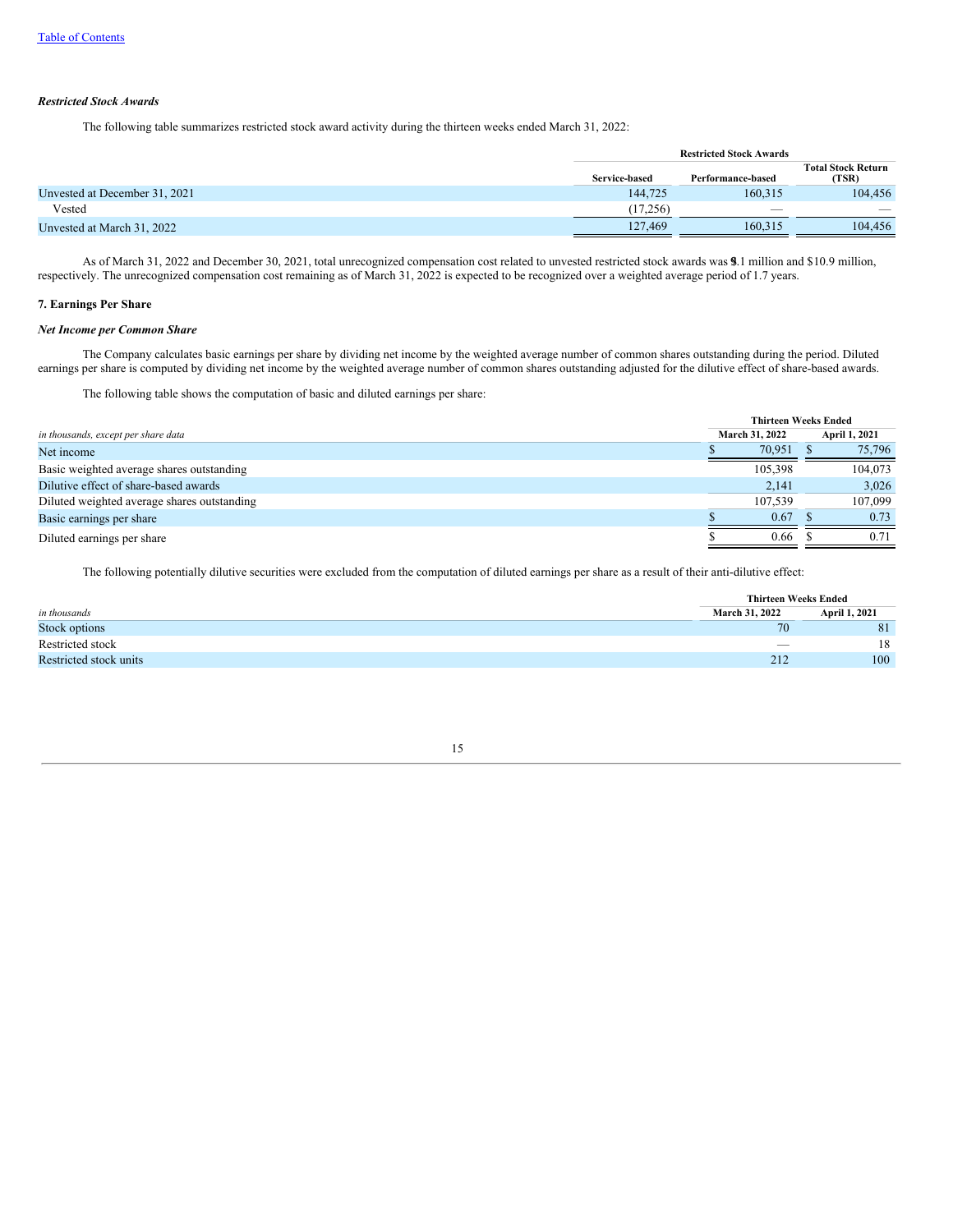*Restricted Stock Awards*

The following table summarizes restricted stock award activity during the thirteen weeks ended March 31, 2022:

| | Restricted Stock Awards | | |
|---|---|---|---|
| | Service-based | Performance-based | Total Stock Return (TSR) |
| Unvested at December 31, 2021 | 144,725 | 160,315 | 104,456 |
| Vested | (17,256) | — | — |
| Unvested at March 31, 2022 | 127,469 | 160,315 | 104,456 |

As of March 31, 2022 and December 30, 2021, total unrecognized compensation cost related to unvested restricted stock awards was $9.1 million and $10.9 million, respectively. The unrecognized compensation cost remaining as of March 31, 2022 is expected to be recognized over a weighted average period of 1.7 years.

## 7. Earnings Per Share

*Net Income per Common Share*

The Company calculates basic earnings per share by dividing net income by the weighted average number of common shares outstanding during the period. Diluted earnings per share is computed by dividing net income by the weighted average number of common shares outstanding adjusted for the dilutive effect of share-based awards.

The following table shows the computation of basic and diluted earnings per share:

| *in thousands, except per share data* | Thirteen Weeks Ended March 31, 2022 | Thirteen Weeks Ended April 1, 2021 |
|---|---|---|
| Net income | $ 70,951 | $ 75,796 |
| Basic weighted average shares outstanding | 105,398 | 104,073 |
| Dilutive effect of share-based awards | 2,141 | 3,026 |
| Diluted weighted average shares outstanding | 107,539 | 107,099 |
| Basic earnings per share | $ 0.67 | $ 0.73 |
| Diluted earnings per share | $ 0.66 | $ 0.71 |

The following potentially dilutive securities were excluded from the computation of diluted earnings per share as a result of their anti-dilutive effect:

| *in thousands* | Thirteen Weeks Ended March 31, 2022 | Thirteen Weeks Ended April 1, 2021 |
|---|---|---|
| Stock options | 70 | 81 |
| Restricted stock | — | 18 |
| Restricted stock units | 212 | 100 |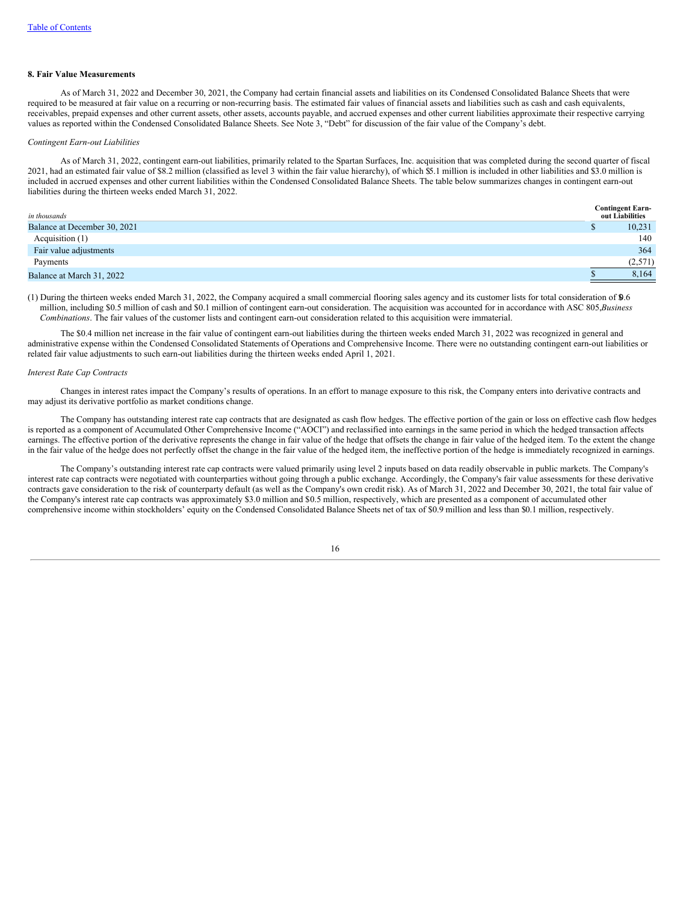Table of Contents

### 8. Fair Value Measurements

As of March 31, 2022 and December 30, 2021, the Company had certain financial assets and liabilities on its Condensed Consolidated Balance Sheets that were required to be measured at fair value on a recurring or non-recurring basis. The estimated fair values of financial assets and liabilities such as cash and cash equivalents, receivables, prepaid expenses and other current assets, other assets, accounts payable, and accrued expenses and other current liabilities approximate their respective carrying values as reported within the Condensed Consolidated Balance Sheets. See Note 3, "Debt" for discussion of the fair value of the Company's debt.

*Contingent Earn-out Liabilities*

As of March 31, 2022, contingent earn-out liabilities, primarily related to the Spartan Surfaces, Inc. acquisition that was completed during the second quarter of fiscal 2021, had an estimated fair value of $8.2 million (classified as level 3 within the fair value hierarchy), of which $5.1 million is included in other liabilities and $3.0 million is included in accrued expenses and other current liabilities within the Condensed Consolidated Balance Sheets. The table below summarizes changes in contingent earn-out liabilities during the thirteen weeks ended March 31, 2022.

| *in thousands* | Contingent Earn-out Liabilities |
|---|---|
| Balance at December 30, 2021 | $ 10,231 |
| Acquisition (1) | 140 |
| Fair value adjustments | 364 |
| Payments | (2,571) |
| Balance at March 31, 2022 | $ 8,164 |

(1) During the thirteen weeks ended March 31, 2022, the Company acquired a small commercial flooring sales agency and its customer lists for total consideration of $0.6 million, including $0.5 million of cash and $0.1 million of contingent earn-out consideration. The acquisition was accounted for in accordance with ASC 805, *Business Combinations*. The fair values of the customer lists and contingent earn-out consideration related to this acquisition were immaterial.

The $0.4 million net increase in the fair value of contingent earn-out liabilities during the thirteen weeks ended March 31, 2022 was recognized in general and administrative expense within the Condensed Consolidated Statements of Operations and Comprehensive Income. There were no outstanding contingent earn-out liabilities or related fair value adjustments to such earn-out liabilities during the thirteen weeks ended April 1, 2021.

*Interest Rate Cap Contracts*

Changes in interest rates impact the Company's results of operations. In an effort to manage exposure to this risk, the Company enters into derivative contracts and may adjust its derivative portfolio as market conditions change.

The Company has outstanding interest rate cap contracts that are designated as cash flow hedges. The effective portion of the gain or loss on effective cash flow hedges is reported as a component of Accumulated Other Comprehensive Income ("AOCI") and reclassified into earnings in the same period in which the hedged transaction affects earnings. The effective portion of the derivative represents the change in fair value of the hedge that offsets the change in fair value of the hedged item. To the extent the change in the fair value of the hedge does not perfectly offset the change in the fair value of the hedged item, the ineffective portion of the hedge is immediately recognized in earnings.

The Company's outstanding interest rate cap contracts were valued primarily using level 2 inputs based on data readily observable in public markets. The Company's interest rate cap contracts were negotiated with counterparties without going through a public exchange. Accordingly, the Company's fair value assessments for these derivative contracts gave consideration to the risk of counterparty default (as well as the Company's own credit risk). As of March 31, 2022 and December 30, 2021, the total fair value of the Company's interest rate cap contracts was approximately $3.0 million and $0.5 million, respectively, which are presented as a component of accumulated other comprehensive income within stockholders' equity on the Condensed Consolidated Balance Sheets net of tax of $0.9 million and less than $0.1 million, respectively.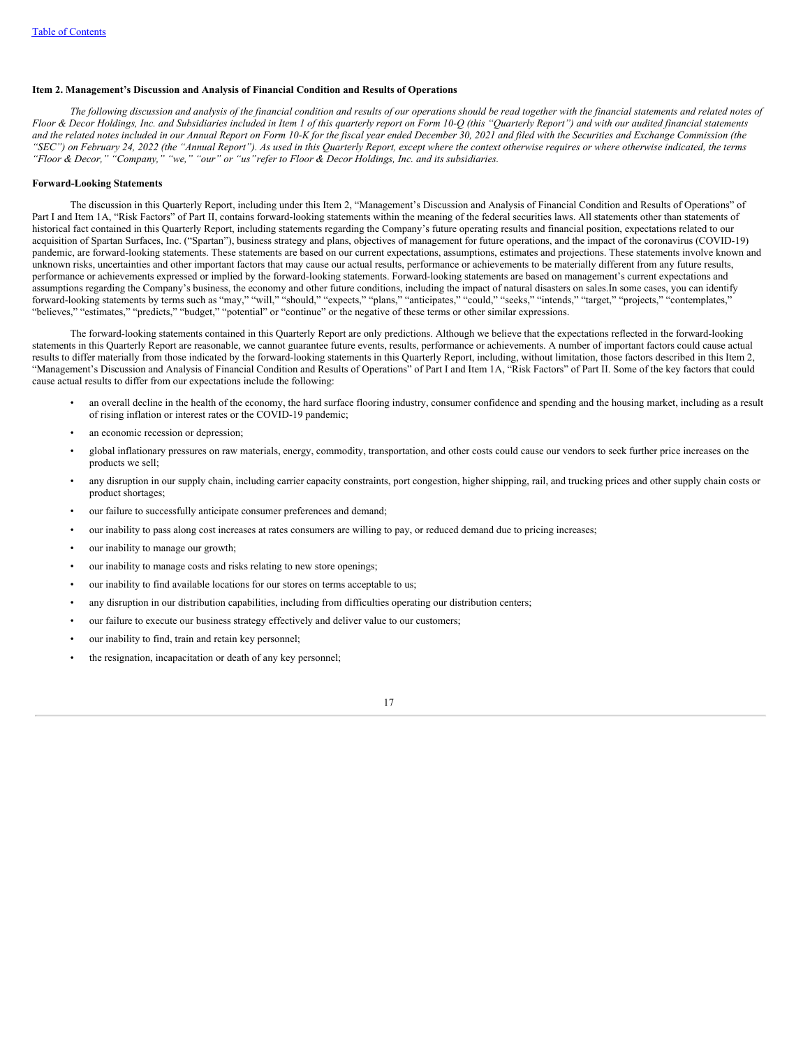**Item 2. Management's Discussion and Analysis of Financial Condition and Results of Operations**

*The following discussion and analysis of the financial condition and results of our operations should be read together with the financial statements and related notes of Floor & Decor Holdings, Inc. and Subsidiaries included in Item 1 of this quarterly report on Form 10-Q (this "Quarterly Report") and with our audited financial statements and the related notes included in our Annual Report on Form 10-K for the fiscal year ended December 30, 2021 and filed with the Securities and Exchange Commission (the "SEC") on February 24, 2022 (the "Annual Report"). As used in this Quarterly Report, except where the context otherwise requires or where otherwise indicated, the terms "Floor & Decor," "Company," "we," "our" or "us"refer to Floor & Decor Holdings, Inc. and its subsidiaries.*

**Forward-Looking Statements**

The discussion in this Quarterly Report, including under this Item 2, "Management's Discussion and Analysis of Financial Condition and Results of Operations" of Part I and Item 1A, "Risk Factors" of Part II, contains forward-looking statements within the meaning of the federal securities laws. All statements other than statements of historical fact contained in this Quarterly Report, including statements regarding the Company's future operating results and financial position, expectations related to our acquisition of Spartan Surfaces, Inc. ("Spartan"), business strategy and plans, objectives of management for future operations, and the impact of the coronavirus (COVID-19) pandemic, are forward-looking statements. These statements are based on our current expectations, assumptions, estimates and projections. These statements involve known and unknown risks, uncertainties and other important factors that may cause our actual results, performance or achievements to be materially different from any future results, performance or achievements expressed or implied by the forward-looking statements. Forward-looking statements are based on management's current expectations and assumptions regarding the Company's business, the economy and other future conditions, including the impact of natural disasters on sales.In some cases, you can identify forward-looking statements by terms such as "may," "will," "should," "expects," "plans," "anticipates," "could," "seeks," "intends," "target," "projects," "contemplates," "believes," "estimates," "predicts," "budget," "potential" or "continue" or the negative of these terms or other similar expressions.

The forward-looking statements contained in this Quarterly Report are only predictions. Although we believe that the expectations reflected in the forward-looking statements in this Quarterly Report are reasonable, we cannot guarantee future events, results, performance or achievements. A number of important factors could cause actual results to differ materially from those indicated by the forward-looking statements in this Quarterly Report, including, without limitation, those factors described in this Item 2, "Management's Discussion and Analysis of Financial Condition and Results of Operations" of Part I and Item 1A, "Risk Factors" of Part II. Some of the key factors that could cause actual results to differ from our expectations include the following:

- an overall decline in the health of the economy, the hard surface flooring industry, consumer confidence and spending and the housing market, including as a result of rising inflation or interest rates or the COVID-19 pandemic;
- an economic recession or depression;
- global inflationary pressures on raw materials, energy, commodity, transportation, and other costs could cause our vendors to seek further price increases on the products we sell;
- any disruption in our supply chain, including carrier capacity constraints, port congestion, higher shipping, rail, and trucking prices and other supply chain costs or product shortages;
- our failure to successfully anticipate consumer preferences and demand;
- our inability to pass along cost increases at rates consumers are willing to pay, or reduced demand due to pricing increases;
- our inability to manage our growth;
- our inability to manage costs and risks relating to new store openings;
- our inability to find available locations for our stores on terms acceptable to us;
- any disruption in our distribution capabilities, including from difficulties operating our distribution centers;
- our failure to execute our business strategy effectively and deliver value to our customers;
- our inability to find, train and retain key personnel;
- the resignation, incapacitation or death of any key personnel;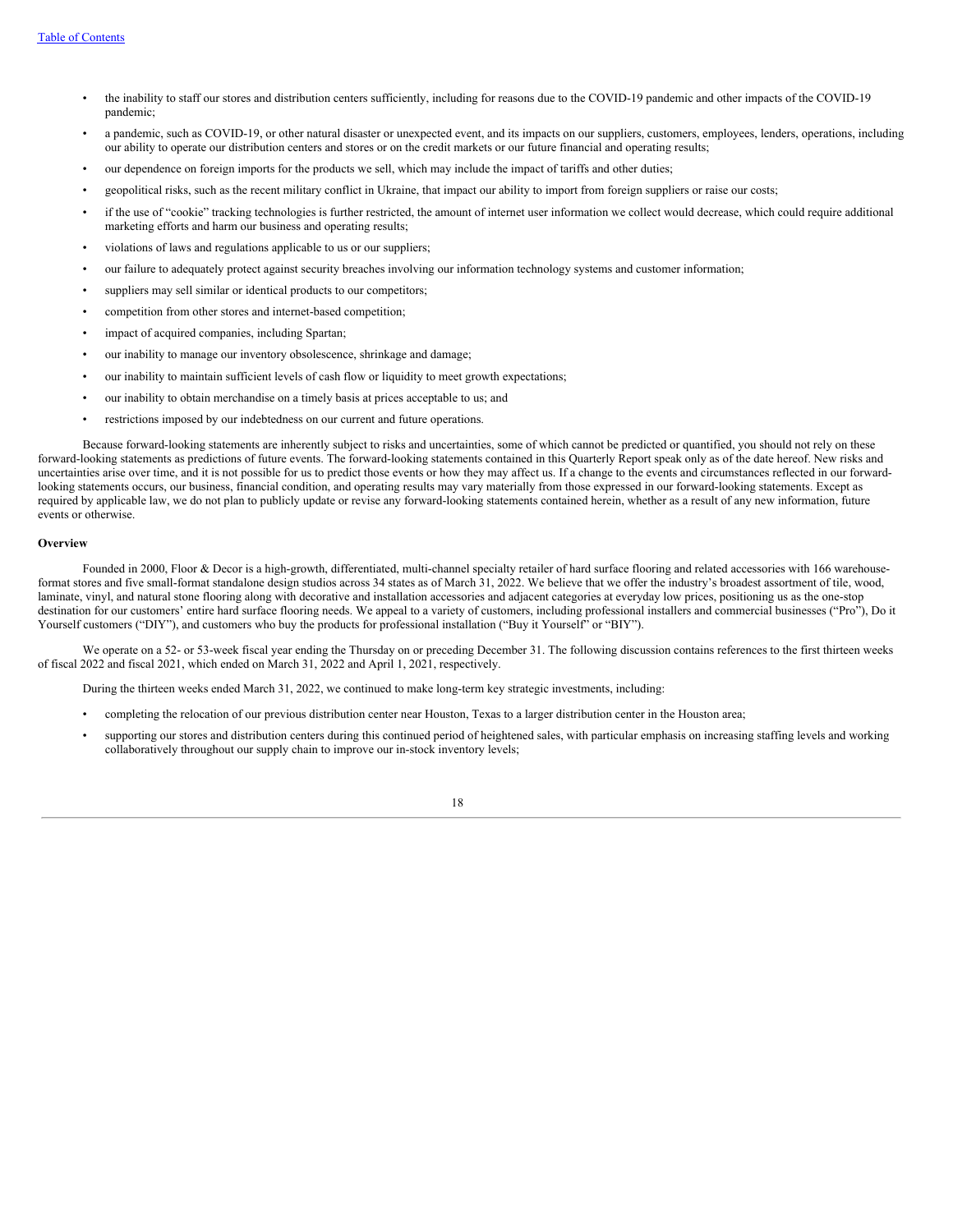- the inability to staff our stores and distribution centers sufficiently, including for reasons due to the COVID-19 pandemic and other impacts of the COVID-19 pandemic;
- a pandemic, such as COVID-19, or other natural disaster or unexpected event, and its impacts on our suppliers, customers, employees, lenders, operations, including our ability to operate our distribution centers and stores or on the credit markets or our future financial and operating results;
- our dependence on foreign imports for the products we sell, which may include the impact of tariffs and other duties;
- geopolitical risks, such as the recent military conflict in Ukraine, that impact our ability to import from foreign suppliers or raise our costs;
- if the use of "cookie" tracking technologies is further restricted, the amount of internet user information we collect would decrease, which could require additional marketing efforts and harm our business and operating results;
- violations of laws and regulations applicable to us or our suppliers;
- our failure to adequately protect against security breaches involving our information technology systems and customer information;
- suppliers may sell similar or identical products to our competitors;
- competition from other stores and internet-based competition;
- impact of acquired companies, including Spartan;
- our inability to manage our inventory obsolescence, shrinkage and damage;
- our inability to maintain sufficient levels of cash flow or liquidity to meet growth expectations;
- our inability to obtain merchandise on a timely basis at prices acceptable to us; and
- restrictions imposed by our indebtedness on our current and future operations.

Because forward-looking statements are inherently subject to risks and uncertainties, some of which cannot be predicted or quantified, you should not rely on these forward-looking statements as predictions of future events. The forward-looking statements contained in this Quarterly Report speak only as of the date hereof. New risks and uncertainties arise over time, and it is not possible for us to predict those events or how they may affect us. If a change to the events and circumstances reflected in our forward-looking statements occurs, our business, financial condition, and operating results may vary materially from those expressed in our forward-looking statements. Except as required by applicable law, we do not plan to publicly update or revise any forward-looking statements contained herein, whether as a result of any new information, future events or otherwise.

**Overview**

Founded in 2000, Floor & Decor is a high-growth, differentiated, multi-channel specialty retailer of hard surface flooring and related accessories with 166 warehouse-format stores and five small-format standalone design studios across 34 states as of March 31, 2022. We believe that we offer the industry's broadest assortment of tile, wood, laminate, vinyl, and natural stone flooring along with decorative and installation accessories and adjacent categories at everyday low prices, positioning us as the one-stop destination for our customers' entire hard surface flooring needs. We appeal to a variety of customers, including professional installers and commercial businesses ("Pro"), Do it Yourself customers ("DIY"), and customers who buy the products for professional installation ("Buy it Yourself" or "BIY").

We operate on a 52- or 53-week fiscal year ending the Thursday on or preceding December 31. The following discussion contains references to the first thirteen weeks of fiscal 2022 and fiscal 2021, which ended on March 31, 2022 and April 1, 2021, respectively.

During the thirteen weeks ended March 31, 2022, we continued to make long-term key strategic investments, including:

- completing the relocation of our previous distribution center near Houston, Texas to a larger distribution center in the Houston area;
- supporting our stores and distribution centers during this continued period of heightened sales, with particular emphasis on increasing staffing levels and working collaboratively throughout our supply chain to improve our in-stock inventory levels;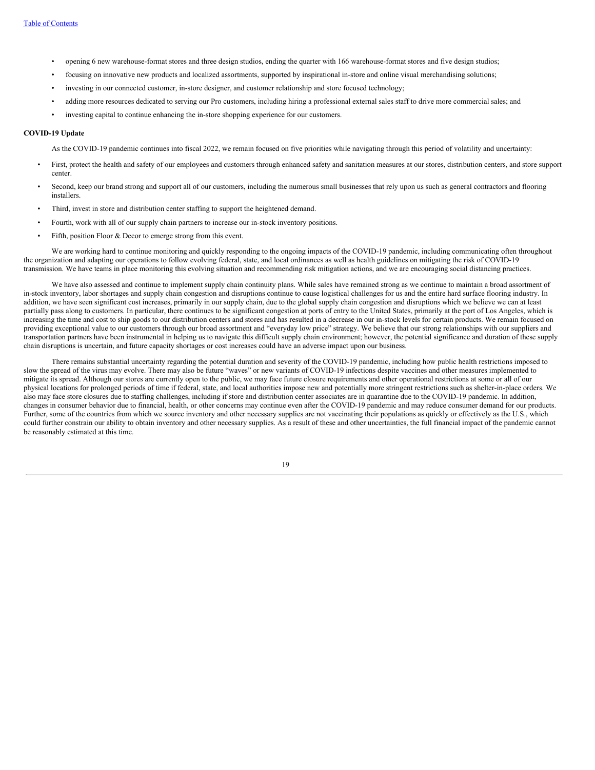- opening 6 new warehouse-format stores and three design studios, ending the quarter with 166 warehouse-format stores and five design studios;
- focusing on innovative new products and localized assortments, supported by inspirational in-store and online visual merchandising solutions;
- investing in our connected customer, in-store designer, and customer relationship and store focused technology;
- adding more resources dedicated to serving our Pro customers, including hiring a professional external sales staff to drive more commercial sales; and
- investing capital to continue enhancing the in-store shopping experience for our customers.

**COVID-19 Update**

As the COVID-19 pandemic continues into fiscal 2022, we remain focused on five priorities while navigating through this period of volatility and uncertainty:

- First, protect the health and safety of our employees and customers through enhanced safety and sanitation measures at our stores, distribution centers, and store support center.
- Second, keep our brand strong and support all of our customers, including the numerous small businesses that rely upon us such as general contractors and flooring installers.
- Third, invest in store and distribution center staffing to support the heightened demand.
- Fourth, work with all of our supply chain partners to increase our in-stock inventory positions.
- Fifth, position Floor & Decor to emerge strong from this event.

We are working hard to continue monitoring and quickly responding to the ongoing impacts of the COVID-19 pandemic, including communicating often throughout the organization and adapting our operations to follow evolving federal, state, and local ordinances as well as health guidelines on mitigating the risk of COVID-19 transmission. We have teams in place monitoring this evolving situation and recommending risk mitigation actions, and we are encouraging social distancing practices.

We have also assessed and continue to implement supply chain continuity plans. While sales have remained strong as we continue to maintain a broad assortment of in-stock inventory, labor shortages and supply chain congestion and disruptions continue to cause logistical challenges for us and the entire hard surface flooring industry. In addition, we have seen significant cost increases, primarily in our supply chain, due to the global supply chain congestion and disruptions which we believe we can at least partially pass along to customers. In particular, there continues to be significant congestion at ports of entry to the United States, primarily at the port of Los Angeles, which is increasing the time and cost to ship goods to our distribution centers and stores and has resulted in a decrease in our in-stock levels for certain products. We remain focused on providing exceptional value to our customers through our broad assortment and "everyday low price" strategy. We believe that our strong relationships with our suppliers and transportation partners have been instrumental in helping us to navigate this difficult supply chain environment; however, the potential significance and duration of these supply chain disruptions is uncertain, and future capacity shortages or cost increases could have an adverse impact upon our business.

There remains substantial uncertainty regarding the potential duration and severity of the COVID-19 pandemic, including how public health restrictions imposed to slow the spread of the virus may evolve. There may also be future "waves" or new variants of COVID-19 infections despite vaccines and other measures implemented to mitigate its spread. Although our stores are currently open to the public, we may face future closure requirements and other operational restrictions at some or all of our physical locations for prolonged periods of time if federal, state, and local authorities impose new and potentially more stringent restrictions such as shelter-in-place orders. We also may face store closures due to staffing challenges, including if store and distribution center associates are in quarantine due to the COVID-19 pandemic. In addition, changes in consumer behavior due to financial, health, or other concerns may continue even after the COVID-19 pandemic and may reduce consumer demand for our products. Further, some of the countries from which we source inventory and other necessary supplies are not vaccinating their populations as quickly or effectively as the U.S., which could further constrain our ability to obtain inventory and other necessary supplies. As a result of these and other uncertainties, the full financial impact of the pandemic cannot be reasonably estimated at this time.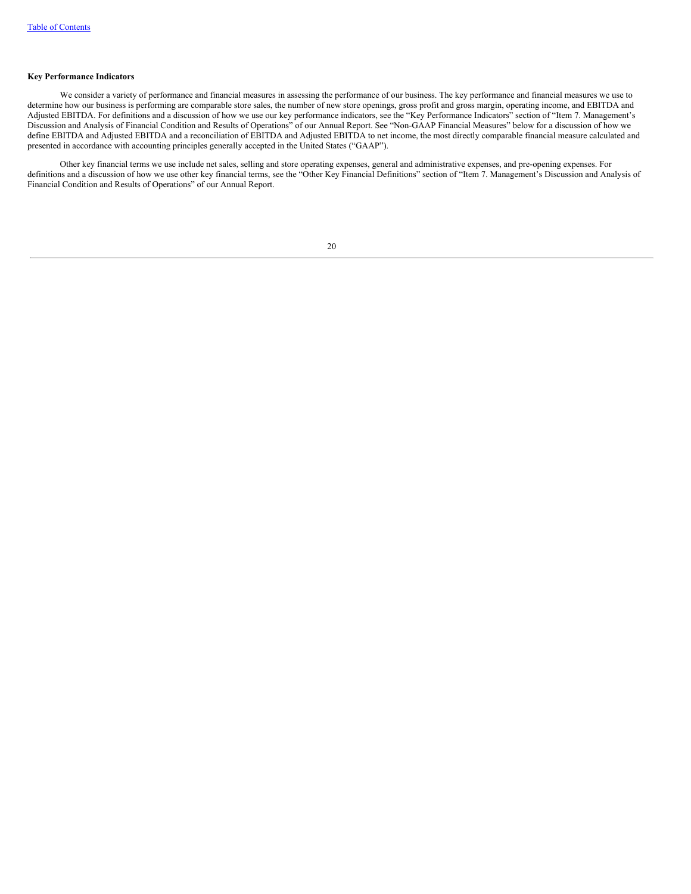**Key Performance Indicators**

We consider a variety of performance and financial measures in assessing the performance of our business. The key performance and financial measures we use to determine how our business is performing are comparable store sales, the number of new store openings, gross profit and gross margin, operating income, and EBITDA and Adjusted EBITDA. For definitions and a discussion of how we use our key performance indicators, see the "Key Performance Indicators" section of "Item 7. Management's Discussion and Analysis of Financial Condition and Results of Operations" of our Annual Report. See "Non-GAAP Financial Measures" below for a discussion of how we define EBITDA and Adjusted EBITDA and a reconciliation of EBITDA and Adjusted EBITDA to net income, the most directly comparable financial measure calculated and presented in accordance with accounting principles generally accepted in the United States ("GAAP").

Other key financial terms we use include net sales, selling and store operating expenses, general and administrative expenses, and pre-opening expenses. For definitions and a discussion of how we use other key financial terms, see the "Other Key Financial Definitions" section of "Item 7. Management's Discussion and Analysis of Financial Condition and Results of Operations" of our Annual Report.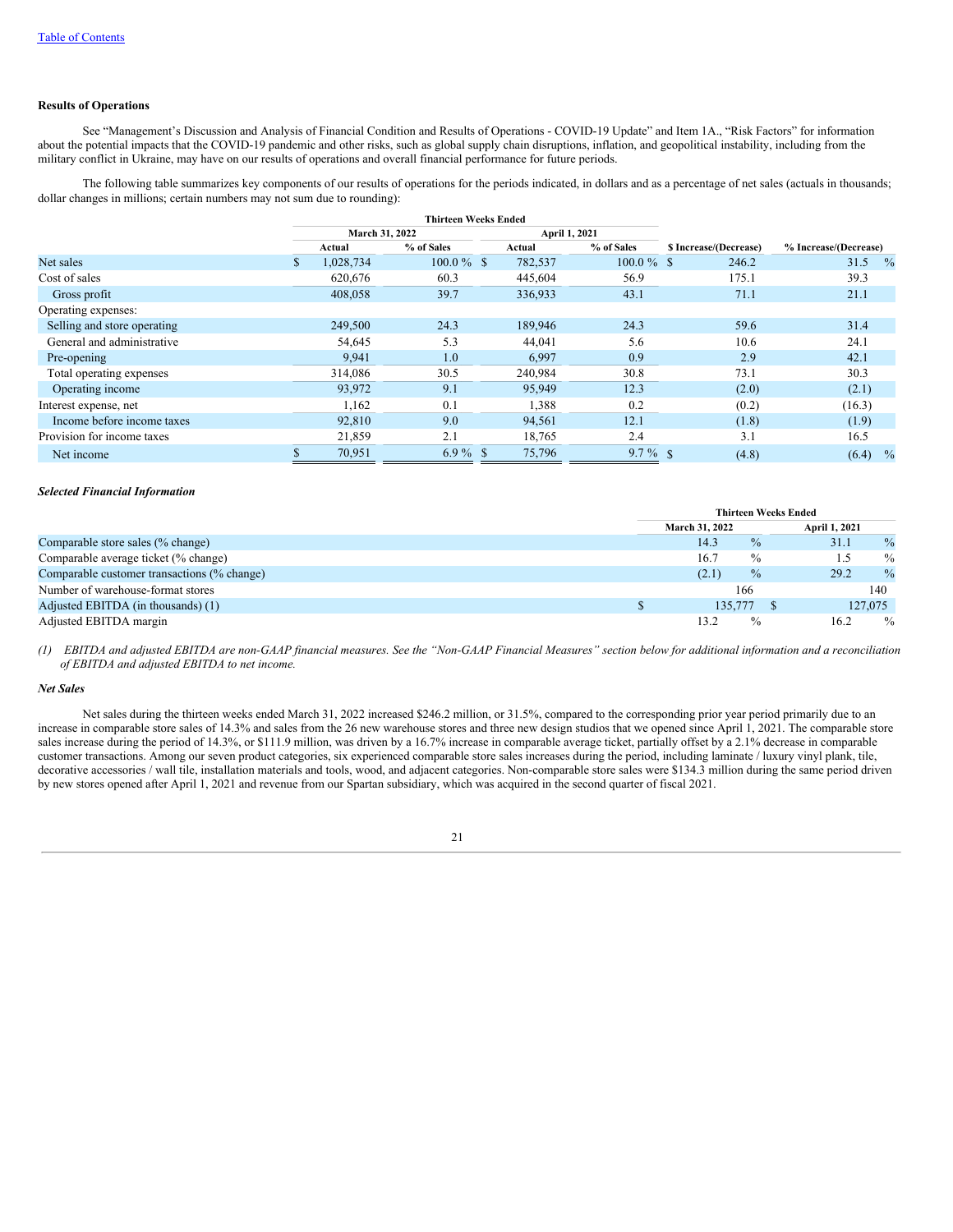**Results of Operations**

See "Management's Discussion and Analysis of Financial Condition and Results of Operations - COVID-19 Update" and Item 1A., "Risk Factors" for information about the potential impacts that the COVID-19 pandemic and other risks, such as global supply chain disruptions, inflation, and geopolitical instability, including from the military conflict in Ukraine, may have on our results of operations and overall financial performance for future periods.

The following table summarizes key components of our results of operations for the periods indicated, in dollars and as a percentage of net sales (actuals in thousands; dollar changes in millions; certain numbers may not sum due to rounding):

| | Thirteen Weeks Ended | | | | | |
|---|---|---|---|---|---|---|
| | March 31, 2022 | | April 1, 2021 | | | |
| | Actual | % of Sales | Actual | % of Sales | $ Increase/(Decrease) | % Increase/(Decrease) |
| Net sales | $ 1,028,734 | 100.0 % | $ 782,537 | 100.0 % | $ 246.2 | 31.5 % |
| Cost of sales | 620,676 | 60.3 | 445,604 | 56.9 | 175.1 | 39.3 |
| Gross profit | 408,058 | 39.7 | 336,933 | 43.1 | 71.1 | 21.1 |
| Operating expenses: | | | | | | |
| Selling and store operating | 249,500 | 24.3 | 189,946 | 24.3 | 59.6 | 31.4 |
| General and administrative | 54,645 | 5.3 | 44,041 | 5.6 | 10.6 | 24.1 |
| Pre-opening | 9,941 | 1.0 | 6,997 | 0.9 | 2.9 | 42.1 |
| Total operating expenses | 314,086 | 30.5 | 240,984 | 30.8 | 73.1 | 30.3 |
| Operating income | 93,972 | 9.1 | 95,949 | 12.3 | (2.0) | (2.1) |
| Interest expense, net | 1,162 | 0.1 | 1,388 | 0.2 | (0.2) | (16.3) |
| Income before income taxes | 92,810 | 9.0 | 94,561 | 12.1 | (1.8) | (1.9) |
| Provision for income taxes | 21,859 | 2.1 | 18,765 | 2.4 | 3.1 | 16.5 |
| Net income | $ 70,951 | 6.9 % | $ 75,796 | 9.7 % | $ (4.8) | (6.4) % |

***Selected Financial Information***

| | Thirteen Weeks Ended | |
|---|---|---|
| | March 31, 2022 | April 1, 2021 |
| Comparable store sales (% change) | 14.3 % | 31.1 % |
| Comparable average ticket (% change) | 16.7 % | 1.5 % |
| Comparable customer transactions (% change) | (2.1) % | 29.2 % |
| Number of warehouse-format stores | 166 | 140 |
| Adjusted EBITDA (in thousands) (1) | $ 135,777 | $ 127,075 |
| Adjusted EBITDA margin | 13.2 % | 16.2 % |

*(1) EBITDA and adjusted EBITDA are non-GAAP financial measures. See the "Non-GAAP Financial Measures" section below for additional information and a reconciliation of EBITDA and adjusted EBITDA to net income.*

***Net Sales***

Net sales during the thirteen weeks ended March 31, 2022 increased $246.2 million, or 31.5%, compared to the corresponding prior year period primarily due to an increase in comparable store sales of 14.3% and sales from the 26 new warehouse stores and three new design studios that we opened since April 1, 2021. The comparable store sales increase during the period of 14.3%, or $111.9 million, was driven by a 16.7% increase in comparable average ticket, partially offset by a 2.1% decrease in comparable customer transactions. Among our seven product categories, six experienced comparable store sales increases during the period, including laminate / luxury vinyl plank, tile, decorative accessories / wall tile, installation materials and tools, wood, and adjacent categories. Non-comparable store sales were $134.3 million during the same period driven by new stores opened after April 1, 2021 and revenue from our Spartan subsidiary, which was acquired in the second quarter of fiscal 2021.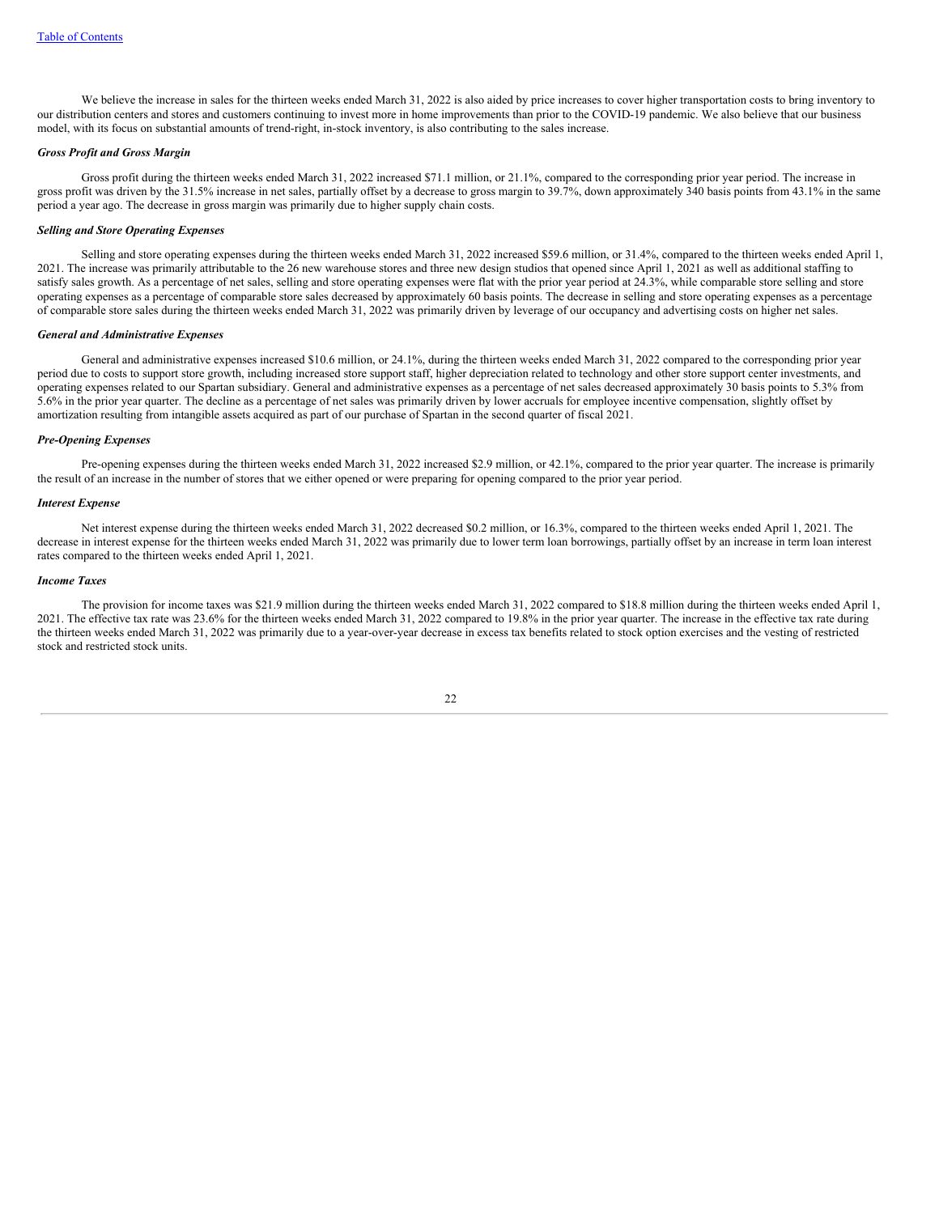We believe the increase in sales for the thirteen weeks ended March 31, 2022 is also aided by price increases to cover higher transportation costs to bring inventory to our distribution centers and stores and customers continuing to invest more in home improvements than prior to the COVID-19 pandemic. We also believe that our business model, with its focus on substantial amounts of trend-right, in-stock inventory, is also contributing to the sales increase.

***Gross Profit and Gross Margin***

Gross profit during the thirteen weeks ended March 31, 2022 increased $71.1 million, or 21.1%, compared to the corresponding prior year period. The increase in gross profit was driven by the 31.5% increase in net sales, partially offset by a decrease to gross margin to 39.7%, down approximately 340 basis points from 43.1% in the same period a year ago. The decrease in gross margin was primarily due to higher supply chain costs.

***Selling and Store Operating Expenses***

Selling and store operating expenses during the thirteen weeks ended March 31, 2022 increased $59.6 million, or 31.4%, compared to the thirteen weeks ended April 1, 2021. The increase was primarily attributable to the 26 new warehouse stores and three new design studios that opened since April 1, 2021 as well as additional staffing to satisfy sales growth. As a percentage of net sales, selling and store operating expenses were flat with the prior year period at 24.3%, while comparable store selling and store operating expenses as a percentage of comparable store sales decreased by approximately 60 basis points. The decrease in selling and store operating expenses as a percentage of comparable store sales during the thirteen weeks ended March 31, 2022 was primarily driven by leverage of our occupancy and advertising costs on higher net sales.

***General and Administrative Expenses***

General and administrative expenses increased $10.6 million, or 24.1%, during the thirteen weeks ended March 31, 2022 compared to the corresponding prior year period due to costs to support store growth, including increased store support staff, higher depreciation related to technology and other store support center investments, and operating expenses related to our Spartan subsidiary. General and administrative expenses as a percentage of net sales decreased approximately 30 basis points to 5.3% from 5.6% in the prior year quarter. The decline as a percentage of net sales was primarily driven by lower accruals for employee incentive compensation, slightly offset by amortization resulting from intangible assets acquired as part of our purchase of Spartan in the second quarter of fiscal 2021.

***Pre-Opening Expenses***

Pre-opening expenses during the thirteen weeks ended March 31, 2022 increased $2.9 million, or 42.1%, compared to the prior year quarter. The increase is primarily the result of an increase in the number of stores that we either opened or were preparing for opening compared to the prior year period.

***Interest Expense***

Net interest expense during the thirteen weeks ended March 31, 2022 decreased $0.2 million, or 16.3%, compared to the thirteen weeks ended April 1, 2021. The decrease in interest expense for the thirteen weeks ended March 31, 2022 was primarily due to lower term loan borrowings, partially offset by an increase in term loan interest rates compared to the thirteen weeks ended April 1, 2021.

***Income Taxes***

The provision for income taxes was $21.9 million during the thirteen weeks ended March 31, 2022 compared to $18.8 million during the thirteen weeks ended April 1, 2021. The effective tax rate was 23.6% for the thirteen weeks ended March 31, 2022 compared to 19.8% in the prior year quarter. The increase in the effective tax rate during the thirteen weeks ended March 31, 2022 was primarily due to a year-over-year decrease in excess tax benefits related to stock option exercises and the vesting of restricted stock and restricted stock units.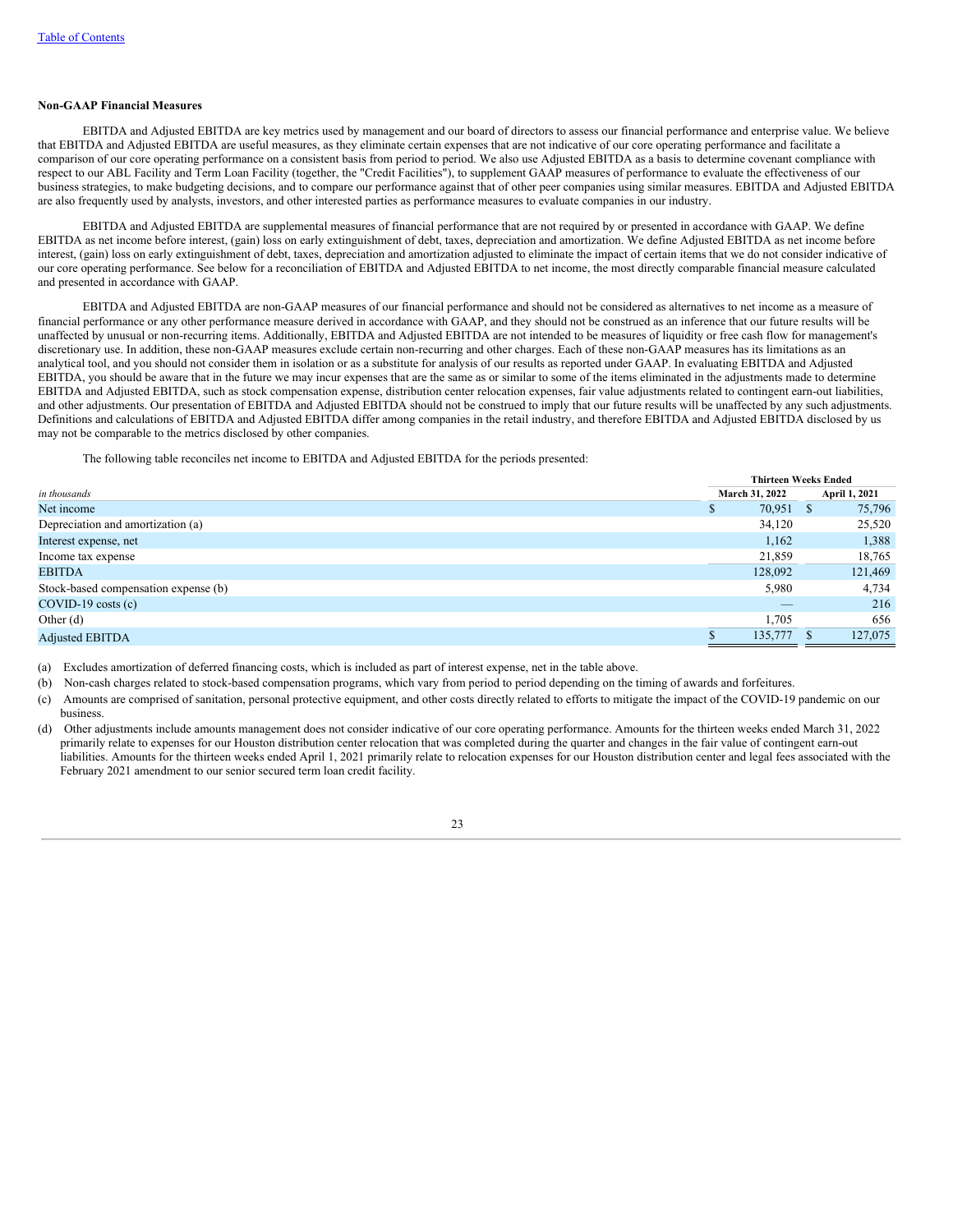## Non-GAAP Financial Measures

EBITDA and Adjusted EBITDA are key metrics used by management and our board of directors to assess our financial performance and enterprise value. We believe that EBITDA and Adjusted EBITDA are useful measures, as they eliminate certain expenses that are not indicative of our core operating performance and facilitate a comparison of our core operating performance on a consistent basis from period to period. We also use Adjusted EBITDA as a basis to determine covenant compliance with respect to our ABL Facility and Term Loan Facility (together, the "Credit Facilities"), to supplement GAAP measures of performance to evaluate the effectiveness of our business strategies, to make budgeting decisions, and to compare our performance against that of other peer companies using similar measures. EBITDA and Adjusted EBITDA are also frequently used by analysts, investors, and other interested parties as performance measures to evaluate companies in our industry.

EBITDA and Adjusted EBITDA are supplemental measures of financial performance that are not required by or presented in accordance with GAAP. We define EBITDA as net income before interest, (gain) loss on early extinguishment of debt, taxes, depreciation and amortization. We define Adjusted EBITDA as net income before interest, (gain) loss on early extinguishment of debt, taxes, depreciation and amortization adjusted to eliminate the impact of certain items that we do not consider indicative of our core operating performance. See below for a reconciliation of EBITDA and Adjusted EBITDA to net income, the most directly comparable financial measure calculated and presented in accordance with GAAP.

EBITDA and Adjusted EBITDA are non-GAAP measures of our financial performance and should not be considered as alternatives to net income as a measure of financial performance or any other performance measure derived in accordance with GAAP, and they should not be construed as an inference that our future results will be unaffected by unusual or non-recurring items. Additionally, EBITDA and Adjusted EBITDA are not intended to be measures of liquidity or free cash flow for management's discretionary use. In addition, these non-GAAP measures exclude certain non-recurring and other charges. Each of these non-GAAP measures has its limitations as an analytical tool, and you should not consider them in isolation or as a substitute for analysis of our results as reported under GAAP. In evaluating EBITDA and Adjusted EBITDA, you should be aware that in the future we may incur expenses that are the same as or similar to some of the items eliminated in the adjustments made to determine EBITDA and Adjusted EBITDA, such as stock compensation expense, distribution center relocation expenses, fair value adjustments related to contingent earn-out liabilities, and other adjustments. Our presentation of EBITDA and Adjusted EBITDA should not be construed to imply that our future results will be unaffected by any such adjustments. Definitions and calculations of EBITDA and Adjusted EBITDA differ among companies in the retail industry, and therefore EBITDA and Adjusted EBITDA disclosed by us may not be comparable to the metrics disclosed by other companies.

The following table reconciles net income to EBITDA and Adjusted EBITDA for the periods presented:

| *in thousands* | Thirteen Weeks Ended March 31, 2022 | Thirteen Weeks Ended April 1, 2021 |
|---|---|---|
| Net income | $ 70,951 | $ 75,796 |
| Depreciation and amortization (a) | 34,120 | 25,520 |
| Interest expense, net | 1,162 | 1,388 |
| Income tax expense | 21,859 | 18,765 |
| EBITDA | 128,092 | 121,469 |
| Stock-based compensation expense (b) | 5,980 | 4,734 |
| COVID-19 costs (c) | — | 216 |
| Other (d) | 1,705 | 656 |
| Adjusted EBITDA | $ 135,777 | $ 127,075 |

(a) Excludes amortization of deferred financing costs, which is included as part of interest expense, net in the table above.

(b) Non-cash charges related to stock-based compensation programs, which vary from period to period depending on the timing of awards and forfeitures.

(c) Amounts are comprised of sanitation, personal protective equipment, and other costs directly related to efforts to mitigate the impact of the COVID-19 pandemic on our business.

(d) Other adjustments include amounts management does not consider indicative of our core operating performance. Amounts for the thirteen weeks ended March 31, 2022 primarily relate to expenses for our Houston distribution center relocation that was completed during the quarter and changes in the fair value of contingent earn-out liabilities. Amounts for the thirteen weeks ended April 1, 2021 primarily relate to relocation expenses for our Houston distribution center and legal fees associated with the February 2021 amendment to our senior secured term loan credit facility.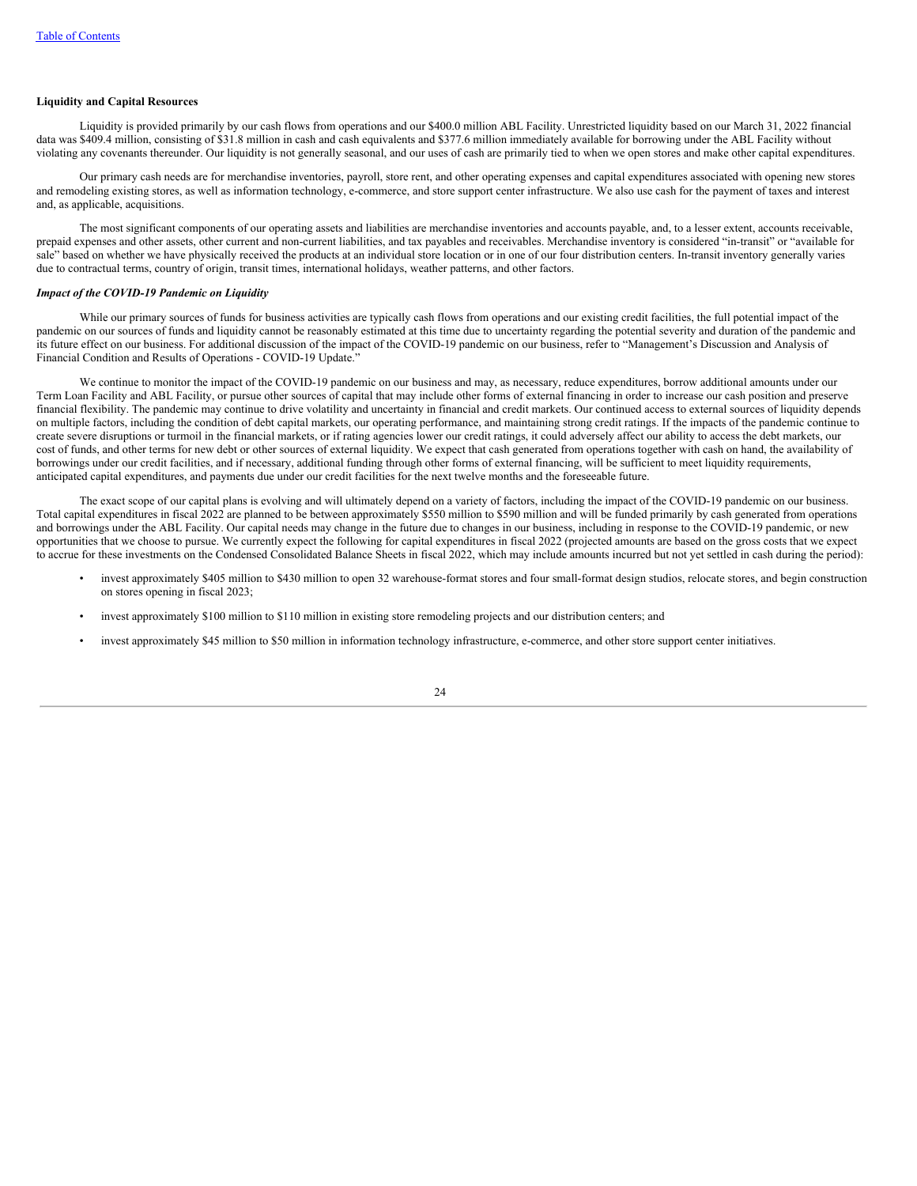**Liquidity and Capital Resources**

Liquidity is provided primarily by our cash flows from operations and our $400.0 million ABL Facility. Unrestricted liquidity based on our March 31, 2022 financial data was $409.4 million, consisting of $31.8 million in cash and cash equivalents and $377.6 million immediately available for borrowing under the ABL Facility without violating any covenants thereunder. Our liquidity is not generally seasonal, and our uses of cash are primarily tied to when we open stores and make other capital expenditures.

Our primary cash needs are for merchandise inventories, payroll, store rent, and other operating expenses and capital expenditures associated with opening new stores and remodeling existing stores, as well as information technology, e-commerce, and store support center infrastructure. We also use cash for the payment of taxes and interest and, as applicable, acquisitions.

The most significant components of our operating assets and liabilities are merchandise inventories and accounts payable, and, to a lesser extent, accounts receivable, prepaid expenses and other assets, other current and non-current liabilities, and tax payables and receivables. Merchandise inventory is considered "in-transit" or "available for sale" based on whether we have physically received the products at an individual store location or in one of our four distribution centers. In-transit inventory generally varies due to contractual terms, country of origin, transit times, international holidays, weather patterns, and other factors.

***Impact of the COVID-19 Pandemic on Liquidity***

While our primary sources of funds for business activities are typically cash flows from operations and our existing credit facilities, the full potential impact of the pandemic on our sources of funds and liquidity cannot be reasonably estimated at this time due to uncertainty regarding the potential severity and duration of the pandemic and its future effect on our business. For additional discussion of the impact of the COVID-19 pandemic on our business, refer to "Management's Discussion and Analysis of Financial Condition and Results of Operations - COVID-19 Update."

We continue to monitor the impact of the COVID-19 pandemic on our business and may, as necessary, reduce expenditures, borrow additional amounts under our Term Loan Facility and ABL Facility, or pursue other sources of capital that may include other forms of external financing in order to increase our cash position and preserve financial flexibility. The pandemic may continue to drive volatility and uncertainty in financial and credit markets. Our continued access to external sources of liquidity depends on multiple factors, including the condition of debt capital markets, our operating performance, and maintaining strong credit ratings. If the impacts of the pandemic continue to create severe disruptions or turmoil in the financial markets, or if rating agencies lower our credit ratings, it could adversely affect our ability to access the debt markets, our cost of funds, and other terms for new debt or other sources of external liquidity. We expect that cash generated from operations together with cash on hand, the availability of borrowings under our credit facilities, and if necessary, additional funding through other forms of external financing, will be sufficient to meet liquidity requirements, anticipated capital expenditures, and payments due under our credit facilities for the next twelve months and the foreseeable future.

The exact scope of our capital plans is evolving and will ultimately depend on a variety of factors, including the impact of the COVID-19 pandemic on our business. Total capital expenditures in fiscal 2022 are planned to be between approximately $550 million to $590 million and will be funded primarily by cash generated from operations and borrowings under the ABL Facility. Our capital needs may change in the future due to changes in our business, including in response to the COVID-19 pandemic, or new opportunities that we choose to pursue. We currently expect the following for capital expenditures in fiscal 2022 (projected amounts are based on the gross costs that we expect to accrue for these investments on the Condensed Consolidated Balance Sheets in fiscal 2022, which may include amounts incurred but not yet settled in cash during the period):

- invest approximately $405 million to $430 million to open 32 warehouse-format stores and four small-format design studios, relocate stores, and begin construction on stores opening in fiscal 2023;
- invest approximately $100 million to $110 million in existing store remodeling projects and our distribution centers; and
- invest approximately $45 million to $50 million in information technology infrastructure, e-commerce, and other store support center initiatives.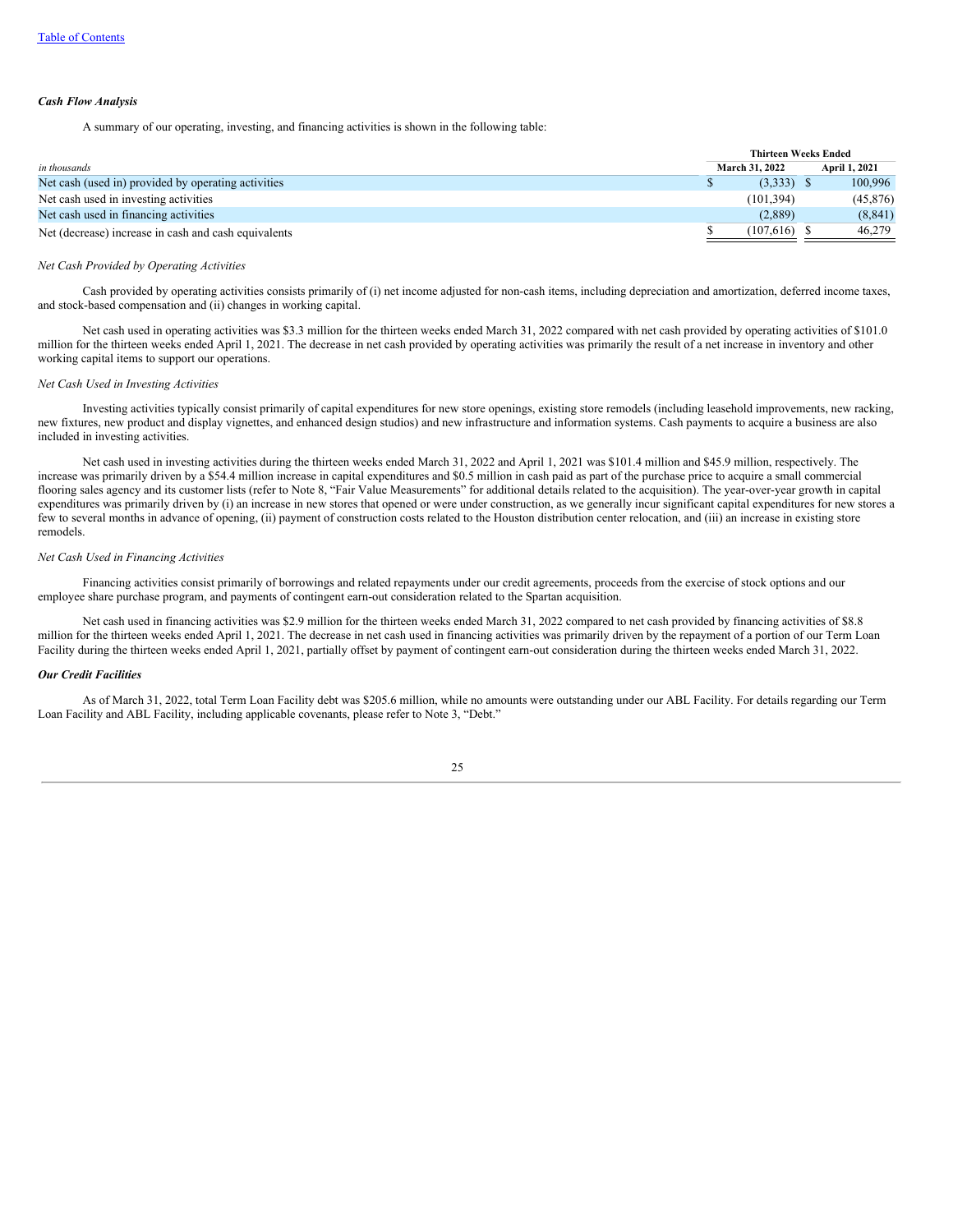***Cash Flow Analysis***

A summary of our operating, investing, and financing activities is shown in the following table:

| *in thousands* | Thirteen Weeks Ended | |
|---|---|---|
| | **March 31, 2022** | **April 1, 2021** |
| Net cash (used in) provided by operating activities | $ (3,333) | $ 100,996 |
| Net cash used in investing activities | (101,394) | (45,876) |
| Net cash used in financing activities | (2,889) | (8,841) |
| Net (decrease) increase in cash and cash equivalents | $ (107,616) | $ 46,279 |

*Net Cash Provided by Operating Activities*

Cash provided by operating activities consists primarily of (i) net income adjusted for non-cash items, including depreciation and amortization, deferred income taxes, and stock-based compensation and (ii) changes in working capital.

Net cash used in operating activities was $3.3 million for the thirteen weeks ended March 31, 2022 compared with net cash provided by operating activities of $101.0 million for the thirteen weeks ended April 1, 2021. The decrease in net cash provided by operating activities was primarily the result of a net increase in inventory and other working capital items to support our operations.

*Net Cash Used in Investing Activities*

Investing activities typically consist primarily of capital expenditures for new store openings, existing store remodels (including leasehold improvements, new racking, new fixtures, new product and display vignettes, and enhanced design studios) and new infrastructure and information systems. Cash payments to acquire a business are also included in investing activities.

Net cash used in investing activities during the thirteen weeks ended March 31, 2022 and April 1, 2021 was $101.4 million and $45.9 million, respectively. The increase was primarily driven by a $54.4 million increase in capital expenditures and $0.5 million in cash paid as part of the purchase price to acquire a small commercial flooring sales agency and its customer lists (refer to Note 8, "Fair Value Measurements" for additional details related to the acquisition). The year-over-year growth in capital expenditures was primarily driven by (i) an increase in new stores that opened or were under construction, as we generally incur significant capital expenditures for new stores a few to several months in advance of opening, (ii) payment of construction costs related to the Houston distribution center relocation, and (iii) an increase in existing store remodels.

*Net Cash Used in Financing Activities*

Financing activities consist primarily of borrowings and related repayments under our credit agreements, proceeds from the exercise of stock options and our employee share purchase program, and payments of contingent earn-out consideration related to the Spartan acquisition.

Net cash used in financing activities was $2.9 million for the thirteen weeks ended March 31, 2022 compared to net cash provided by financing activities of $8.8 million for the thirteen weeks ended April 1, 2021. The decrease in net cash used in financing activities was primarily driven by the repayment of a portion of our Term Loan Facility during the thirteen weeks ended April 1, 2021, partially offset by payment of contingent earn-out consideration during the thirteen weeks ended March 31, 2022.

***Our Credit Facilities***

As of March 31, 2022, total Term Loan Facility debt was $205.6 million, while no amounts were outstanding under our ABL Facility. For details regarding our Term Loan Facility and ABL Facility, including applicable covenants, please refer to Note 3, "Debt."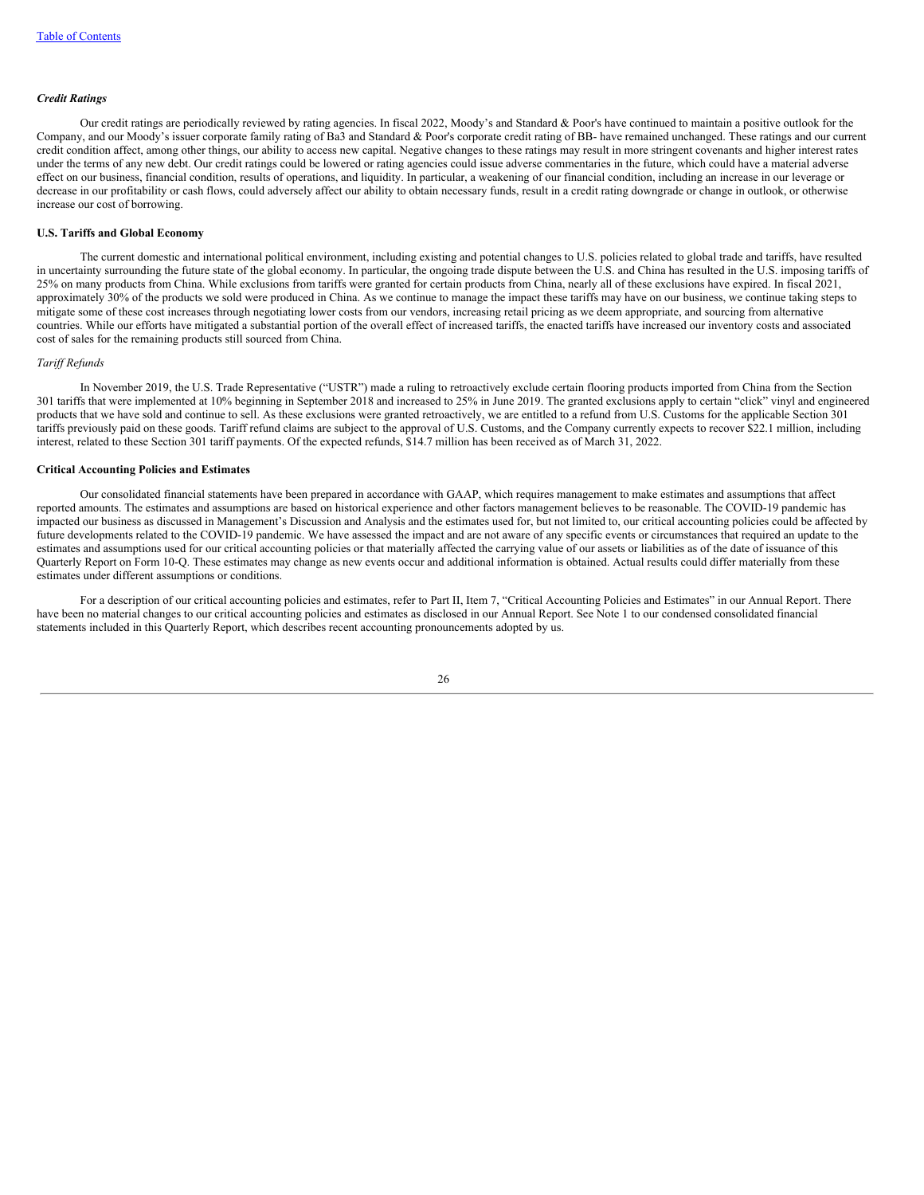### *Credit Ratings*

Our credit ratings are periodically reviewed by rating agencies. In fiscal 2022, Moody's and Standard & Poor's have continued to maintain a positive outlook for the Company, and our Moody's issuer corporate family rating of Ba3 and Standard & Poor's corporate credit rating of BB- have remained unchanged. These ratings and our current credit condition affect, among other things, our ability to access new capital. Negative changes to these ratings may result in more stringent covenants and higher interest rates under the terms of any new debt. Our credit ratings could be lowered or rating agencies could issue adverse commentaries in the future, which could have a material adverse effect on our business, financial condition, results of operations, and liquidity. In particular, a weakening of our financial condition, including an increase in our leverage or decrease in our profitability or cash flows, could adversely affect our ability to obtain necessary funds, result in a credit rating downgrade or change in outlook, or otherwise increase our cost of borrowing.

### U.S. Tariffs and Global Economy

The current domestic and international political environment, including existing and potential changes to U.S. policies related to global trade and tariffs, have resulted in uncertainty surrounding the future state of the global economy. In particular, the ongoing trade dispute between the U.S. and China has resulted in the U.S. imposing tariffs of 25% on many products from China. While exclusions from tariffs were granted for certain products from China, nearly all of these exclusions have expired. In fiscal 2021, approximately 30% of the products we sold were produced in China. As we continue to manage the impact these tariffs may have on our business, we continue taking steps to mitigate some of these cost increases through negotiating lower costs from our vendors, increasing retail pricing as we deem appropriate, and sourcing from alternative countries. While our efforts have mitigated a substantial portion of the overall effect of increased tariffs, the enacted tariffs have increased our inventory costs and associated cost of sales for the remaining products still sourced from China.

*Tariff Refunds*

In November 2019, the U.S. Trade Representative ("USTR") made a ruling to retroactively exclude certain flooring products imported from China from the Section 301 tariffs that were implemented at 10% beginning in September 2018 and increased to 25% in June 2019. The granted exclusions apply to certain "click" vinyl and engineered products that we have sold and continue to sell. As these exclusions were granted retroactively, we are entitled to a refund from U.S. Customs for the applicable Section 301 tariffs previously paid on these goods. Tariff refund claims are subject to the approval of U.S. Customs, and the Company currently expects to recover $22.1 million, including interest, related to these Section 301 tariff payments. Of the expected refunds, $14.7 million has been received as of March 31, 2022.

### Critical Accounting Policies and Estimates

Our consolidated financial statements have been prepared in accordance with GAAP, which requires management to make estimates and assumptions that affect reported amounts. The estimates and assumptions are based on historical experience and other factors management believes to be reasonable. The COVID-19 pandemic has impacted our business as discussed in Management's Discussion and Analysis and the estimates used for, but not limited to, our critical accounting policies could be affected by future developments related to the COVID-19 pandemic. We have assessed the impact and are not aware of any specific events or circumstances that required an update to the estimates and assumptions used for our critical accounting policies or that materially affected the carrying value of our assets or liabilities as of the date of issuance of this Quarterly Report on Form 10-Q. These estimates may change as new events occur and additional information is obtained. Actual results could differ materially from these estimates under different assumptions or conditions.

For a description of our critical accounting policies and estimates, refer to Part II, Item 7, "Critical Accounting Policies and Estimates" in our Annual Report. There have been no material changes to our critical accounting policies and estimates as disclosed in our Annual Report. See Note 1 to our condensed consolidated financial statements included in this Quarterly Report, which describes recent accounting pronouncements adopted by us.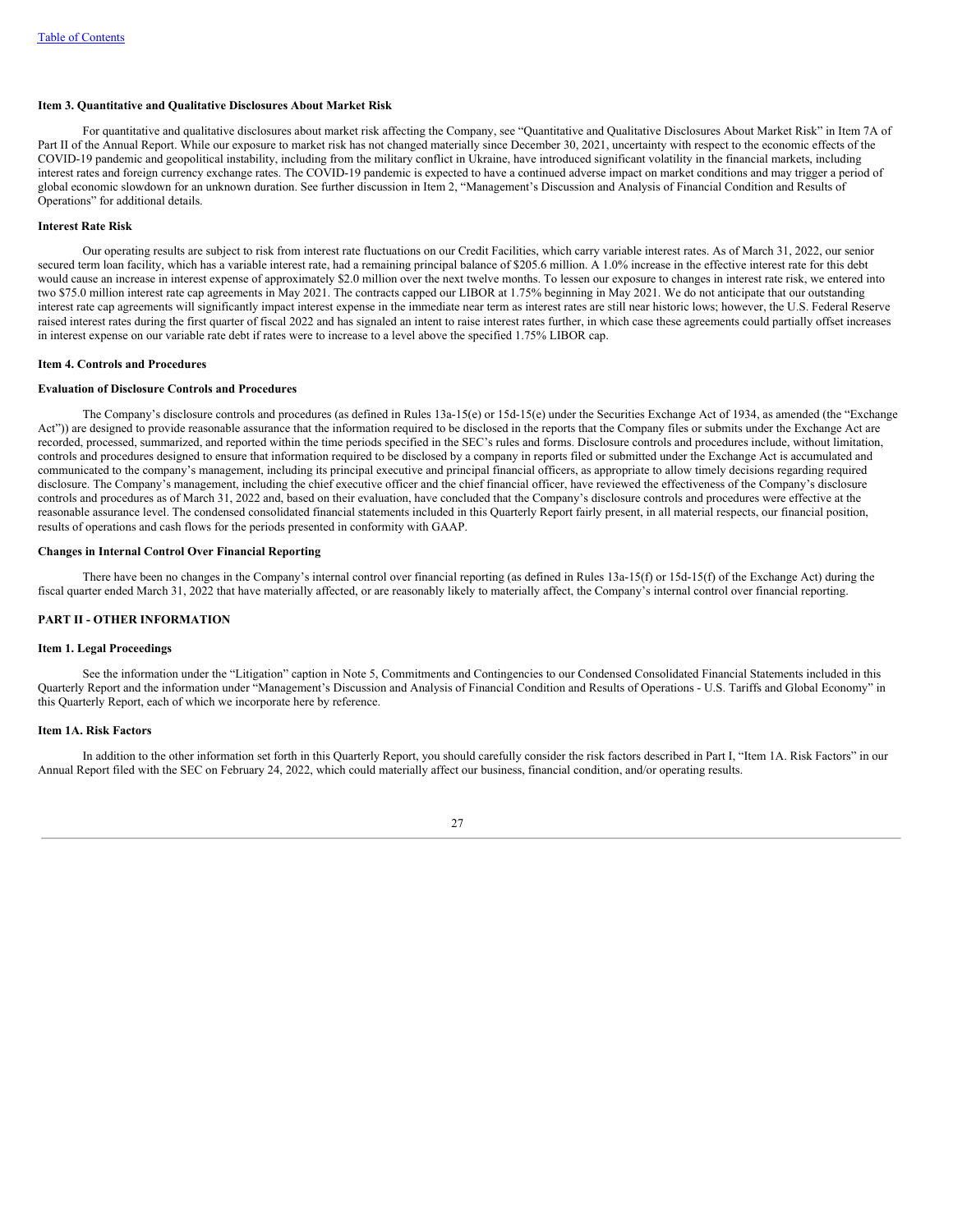### Item 3. Quantitative and Qualitative Disclosures About Market Risk

For quantitative and qualitative disclosures about market risk affecting the Company, see "Quantitative and Qualitative Disclosures About Market Risk" in Item 7A of Part II of the Annual Report. While our exposure to market risk has not changed materially since December 30, 2021, uncertainty with respect to the economic effects of the COVID-19 pandemic and geopolitical instability, including from the military conflict in Ukraine, have introduced significant volatility in the financial markets, including interest rates and foreign currency exchange rates. The COVID-19 pandemic is expected to have a continued adverse impact on market conditions and may trigger a period of global economic slowdown for an unknown duration. See further discussion in Item 2, "Management's Discussion and Analysis of Financial Condition and Results of Operations" for additional details.

#### Interest Rate Risk

Our operating results are subject to risk from interest rate fluctuations on our Credit Facilities, which carry variable interest rates. As of March 31, 2022, our senior secured term loan facility, which has a variable interest rate, had a remaining principal balance of $205.6 million. A 1.0% increase in the effective interest rate for this debt would cause an increase in interest expense of approximately $2.0 million over the next twelve months. To lessen our exposure to changes in interest rate risk, we entered into two $75.0 million interest rate cap agreements in May 2021. The contracts capped our LIBOR at 1.75% beginning in May 2021. We do not anticipate that our outstanding interest rate cap agreements will significantly impact interest expense in the immediate near term as interest rates are still near historic lows; however, the U.S. Federal Reserve raised interest rates during the first quarter of fiscal 2022 and has signaled an intent to raise interest rates further, in which case these agreements could partially offset increases in interest expense on our variable rate debt if rates were to increase to a level above the specified 1.75% LIBOR cap.

### Item 4. Controls and Procedures

#### Evaluation of Disclosure Controls and Procedures

The Company's disclosure controls and procedures (as defined in Rules 13a-15(e) or 15d-15(e) under the Securities Exchange Act of 1934, as amended (the "Exchange Act")) are designed to provide reasonable assurance that the information required to be disclosed in the reports that the Company files or submits under the Exchange Act are recorded, processed, summarized, and reported within the time periods specified in the SEC's rules and forms. Disclosure controls and procedures include, without limitation, controls and procedures designed to ensure that information required to be disclosed by a company in reports filed or submitted under the Exchange Act is accumulated and communicated to the company's management, including its principal executive and principal financial officers, as appropriate to allow timely decisions regarding required disclosure. The Company's management, including the chief executive officer and the chief financial officer, have reviewed the effectiveness of the Company's disclosure controls and procedures as of March 31, 2022 and, based on their evaluation, have concluded that the Company's disclosure controls and procedures were effective at the reasonable assurance level. The condensed consolidated financial statements included in this Quarterly Report fairly present, in all material respects, our financial position, results of operations and cash flows for the periods presented in conformity with GAAP.

#### Changes in Internal Control Over Financial Reporting

There have been no changes in the Company's internal control over financial reporting (as defined in Rules 13a-15(f) or 15d-15(f) of the Exchange Act) during the fiscal quarter ended March 31, 2022 that have materially affected, or are reasonably likely to materially affect, the Company's internal control over financial reporting.

## PART II - OTHER INFORMATION

### Item 1. Legal Proceedings

See the information under the "Litigation" caption in Note 5, Commitments and Contingencies to our Condensed Consolidated Financial Statements included in this Quarterly Report and the information under "Management's Discussion and Analysis of Financial Condition and Results of Operations - U.S. Tariffs and Global Economy" in this Quarterly Report, each of which we incorporate here by reference.

### Item 1A. Risk Factors

In addition to the other information set forth in this Quarterly Report, you should carefully consider the risk factors described in Part I, "Item 1A. Risk Factors" in our Annual Report filed with the SEC on February 24, 2022, which could materially affect our business, financial condition, and/or operating results.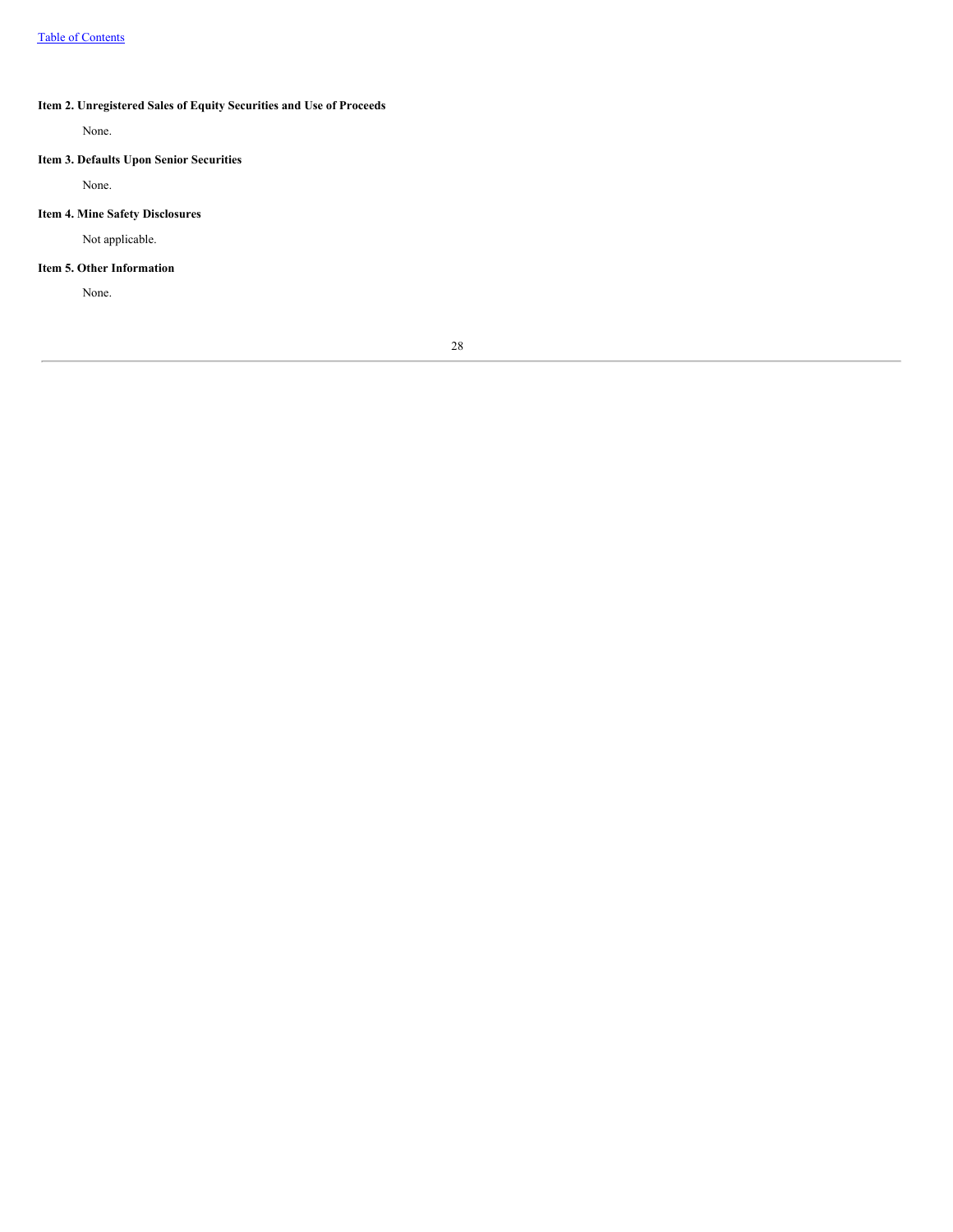### Item 2. Unregistered Sales of Equity Securities and Use of Proceeds

None.

### Item 3. Defaults Upon Senior Securities

None.

### Item 4. Mine Safety Disclosures

Not applicable.

### Item 5. Other Information

None.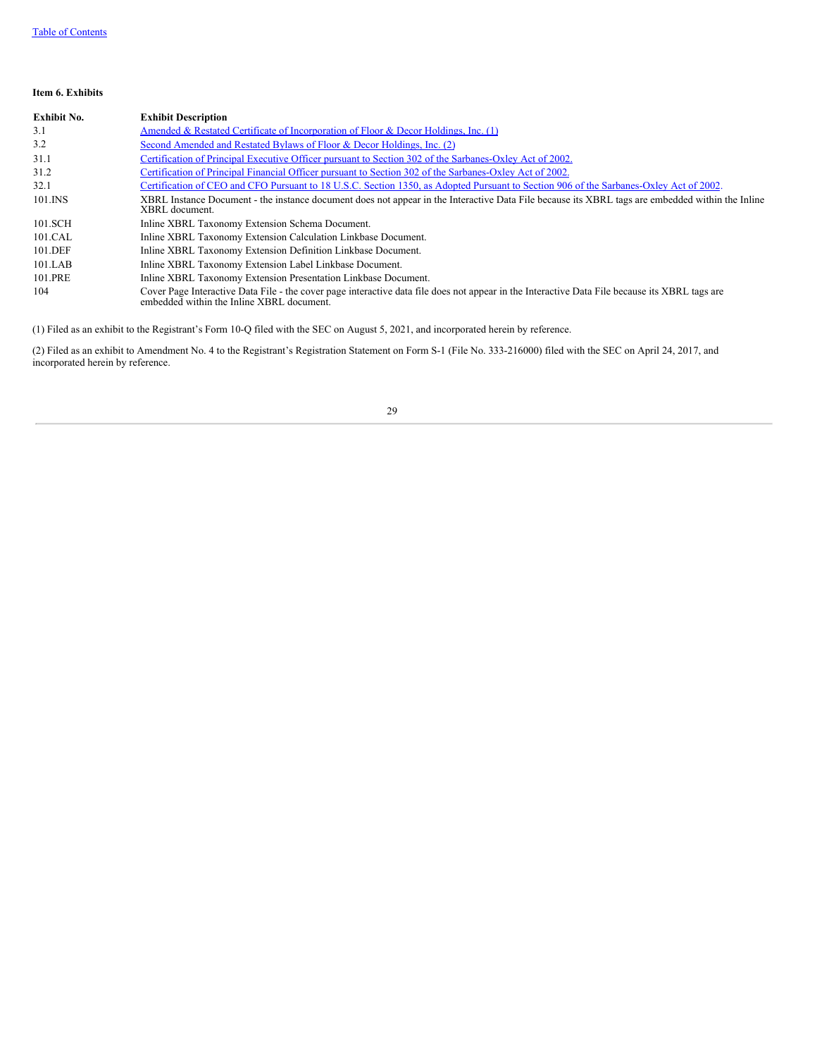**Item 6. Exhibits**

| Exhibit No. | Exhibit Description |
|---|---|
| 3.1 | Amended & Restated Certificate of Incorporation of Floor & Decor Holdings, Inc. (1) |
| 3.2 | Second Amended and Restated Bylaws of Floor & Decor Holdings, Inc. (2) |
| 31.1 | Certification of Principal Executive Officer pursuant to Section 302 of the Sarbanes-Oxley Act of 2002. |
| 31.2 | Certification of Principal Financial Officer pursuant to Section 302 of the Sarbanes-Oxley Act of 2002. |
| 32.1 | Certification of CEO and CFO Pursuant to 18 U.S.C. Section 1350, as Adopted Pursuant to Section 906 of the Sarbanes-Oxley Act of 2002. |
| 101.INS | XBRL Instance Document - the instance document does not appear in the Interactive Data File because its XBRL tags are embedded within the Inline XBRL document. |
| 101.SCH | Inline XBRL Taxonomy Extension Schema Document. |
| 101.CAL | Inline XBRL Taxonomy Extension Calculation Linkbase Document. |
| 101.DEF | Inline XBRL Taxonomy Extension Definition Linkbase Document. |
| 101.LAB | Inline XBRL Taxonomy Extension Label Linkbase Document. |
| 101.PRE | Inline XBRL Taxonomy Extension Presentation Linkbase Document. |
| 104 | Cover Page Interactive Data File - the cover page interactive data file does not appear in the Interactive Data File because its XBRL tags are embedded within the Inline XBRL document. |

(1) Filed as an exhibit to the Registrant's Form 10-Q filed with the SEC on August 5, 2021, and incorporated herein by reference.

(2) Filed as an exhibit to Amendment No. 4 to the Registrant's Registration Statement on Form S-1 (File No. 333-216000) filed with the SEC on April 24, 2017, and incorporated herein by reference.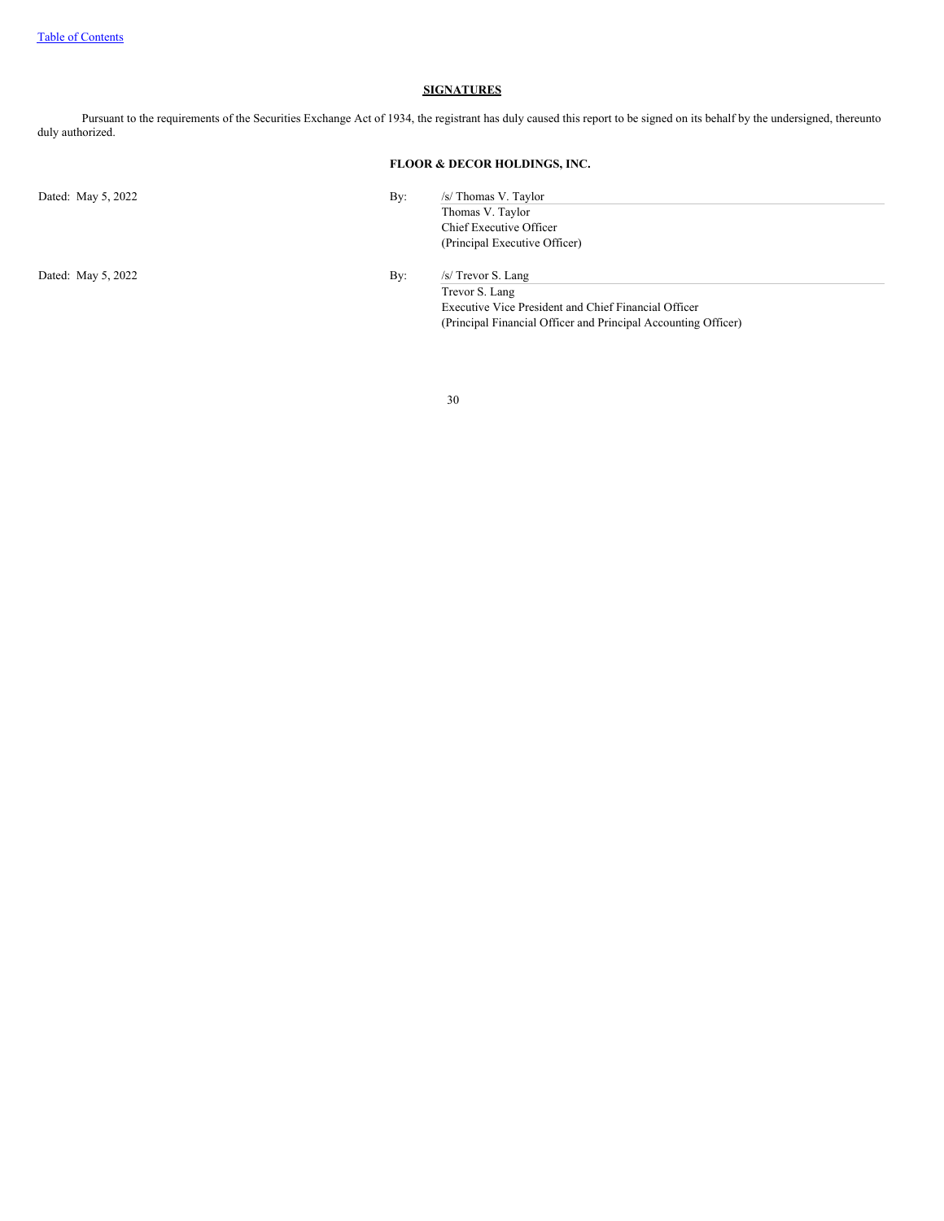## SIGNATURES

Pursuant to the requirements of the Securities Exchange Act of 1934, the registrant has duly caused this report to be signed on its behalf by the undersigned, thereunto duly authorized.

**FLOOR & DECOR HOLDINGS, INC.**

| | | |
|---|---|---|
| Dated: May 5, 2022 | By: | /s/ Thomas V. Taylor |
| | | Thomas V. Taylor |
| | | Chief Executive Officer |
| | | (Principal Executive Officer) |
| Dated: May 5, 2022 | By: | /s/ Trevor S. Lang |
| | | Trevor S. Lang |
| | | Executive Vice President and Chief Financial Officer |
| | | (Principal Financial Officer and Principal Accounting Officer) |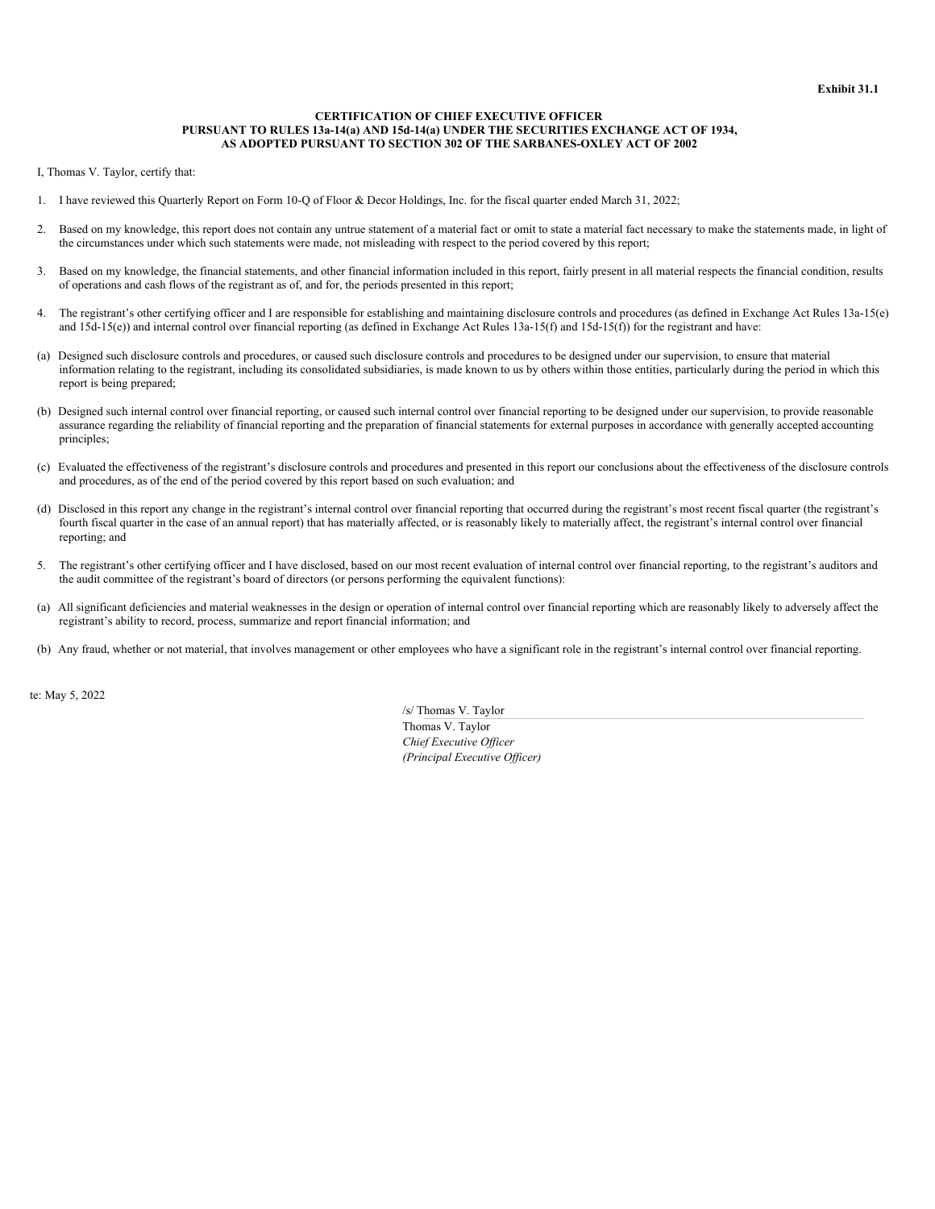**Exhibit 31.1**

**CERTIFICATION OF CHIEF EXECUTIVE OFFICER**
**PURSUANT TO RULES 13a-14(a) AND 15d-14(a) UNDER THE SECURITIES EXCHANGE ACT OF 1934,**
**AS ADOPTED PURSUANT TO SECTION 302 OF THE SARBANES-OXLEY ACT OF 2002**

I, Thomas V. Taylor, certify that:

1. I have reviewed this Quarterly Report on Form 10-Q of Floor & Decor Holdings, Inc. for the fiscal quarter ended March 31, 2022;

2. Based on my knowledge, this report does not contain any untrue statement of a material fact or omit to state a material fact necessary to make the statements made, in light of the circumstances under which such statements were made, not misleading with respect to the period covered by this report;

3. Based on my knowledge, the financial statements, and other financial information included in this report, fairly present in all material respects the financial condition, results of operations and cash flows of the registrant as of, and for, the periods presented in this report;

4. The registrant's other certifying officer and I are responsible for establishing and maintaining disclosure controls and procedures (as defined in Exchange Act Rules 13a-15(e) and 15d-15(e)) and internal control over financial reporting (as defined in Exchange Act Rules 13a-15(f) and 15d-15(f)) for the registrant and have:

(a) Designed such disclosure controls and procedures, or caused such disclosure controls and procedures to be designed under our supervision, to ensure that material information relating to the registrant, including its consolidated subsidiaries, is made known to us by others within those entities, particularly during the period in which this report is being prepared;

(b) Designed such internal control over financial reporting, or caused such internal control over financial reporting to be designed under our supervision, to provide reasonable assurance regarding the reliability of financial reporting and the preparation of financial statements for external purposes in accordance with generally accepted accounting principles;

(c) Evaluated the effectiveness of the registrant's disclosure controls and procedures and presented in this report our conclusions about the effectiveness of the disclosure controls and procedures, as of the end of the period covered by this report based on such evaluation; and

(d) Disclosed in this report any change in the registrant's internal control over financial reporting that occurred during the registrant's most recent fiscal quarter (the registrant's fourth fiscal quarter in the case of an annual report) that has materially affected, or is reasonably likely to materially affect, the registrant's internal control over financial reporting; and

5. The registrant's other certifying officer and I have disclosed, based on our most recent evaluation of internal control over financial reporting, to the registrant's auditors and the audit committee of the registrant's board of directors (or persons performing the equivalent functions):

(a) All significant deficiencies and material weaknesses in the design or operation of internal control over financial reporting which are reasonably likely to adversely affect the registrant's ability to record, process, summarize and report financial information; and

(b) Any fraud, whether or not material, that involves management or other employees who have a significant role in the registrant's internal control over financial reporting.

te: May 5, 2022

/s/ Thomas V. Taylor
Thomas V. Taylor
*Chief Executive Officer*
*(Principal Executive Officer)*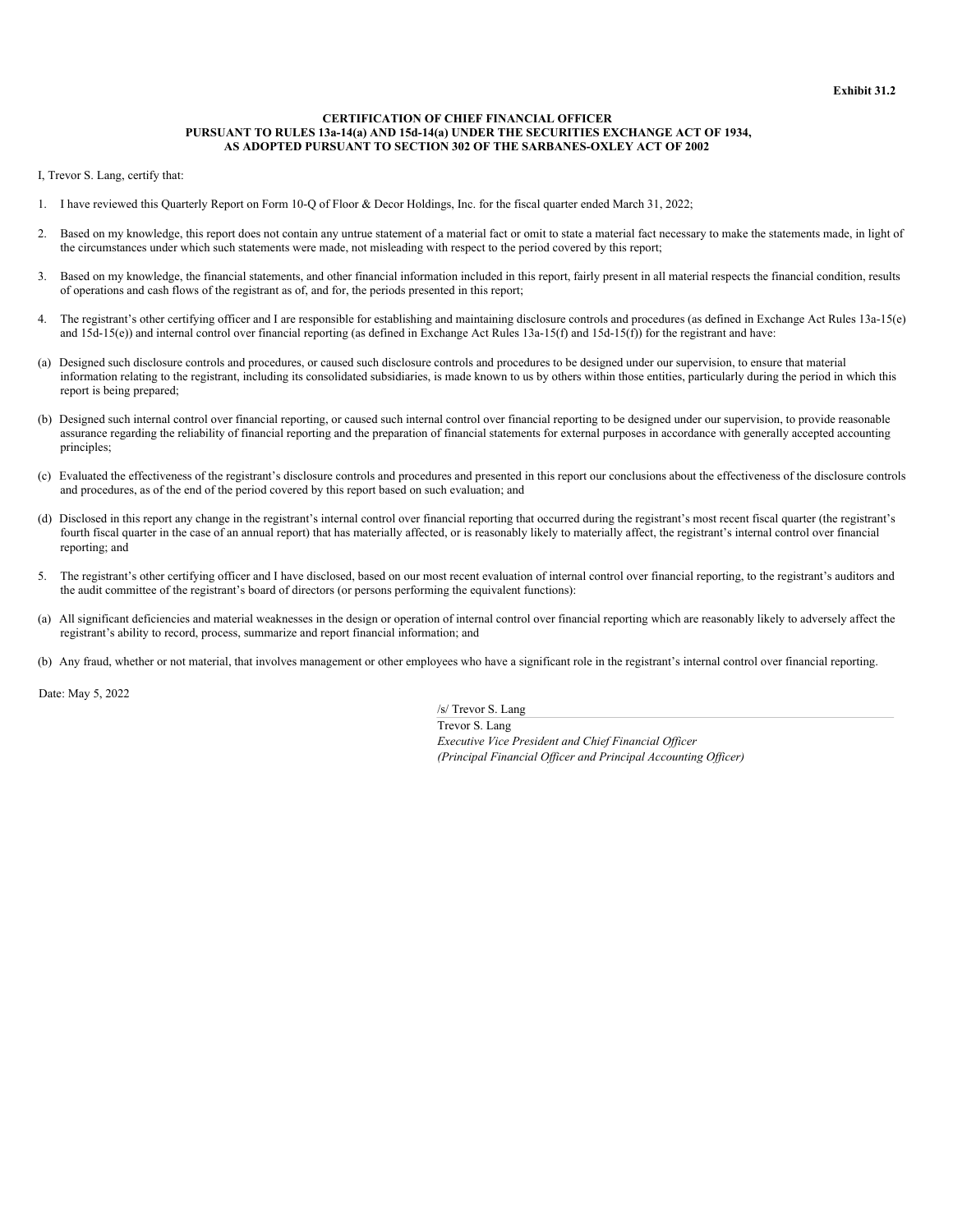**Exhibit 31.2**

**CERTIFICATION OF CHIEF FINANCIAL OFFICER**
**PURSUANT TO RULES 13a-14(a) AND 15d-14(a) UNDER THE SECURITIES EXCHANGE ACT OF 1934,**
**AS ADOPTED PURSUANT TO SECTION 302 OF THE SARBANES-OXLEY ACT OF 2002**

I, Trevor S. Lang, certify that:

1. I have reviewed this Quarterly Report on Form 10-Q of Floor & Decor Holdings, Inc. for the fiscal quarter ended March 31, 2022;

2. Based on my knowledge, this report does not contain any untrue statement of a material fact or omit to state a material fact necessary to make the statements made, in light of the circumstances under which such statements were made, not misleading with respect to the period covered by this report;

3. Based on my knowledge, the financial statements, and other financial information included in this report, fairly present in all material respects the financial condition, results of operations and cash flows of the registrant as of, and for, the periods presented in this report;

4. The registrant's other certifying officer and I are responsible for establishing and maintaining disclosure controls and procedures (as defined in Exchange Act Rules 13a-15(e) and 15d-15(e)) and internal control over financial reporting (as defined in Exchange Act Rules 13a-15(f) and 15d-15(f)) for the registrant and have:

(a) Designed such disclosure controls and procedures, or caused such disclosure controls and procedures to be designed under our supervision, to ensure that material information relating to the registrant, including its consolidated subsidiaries, is made known to us by others within those entities, particularly during the period in which this report is being prepared;

(b) Designed such internal control over financial reporting, or caused such internal control over financial reporting to be designed under our supervision, to provide reasonable assurance regarding the reliability of financial reporting and the preparation of financial statements for external purposes in accordance with generally accepted accounting principles;

(c) Evaluated the effectiveness of the registrant's disclosure controls and procedures and presented in this report our conclusions about the effectiveness of the disclosure controls and procedures, as of the end of the period covered by this report based on such evaluation; and

(d) Disclosed in this report any change in the registrant's internal control over financial reporting that occurred during the registrant's most recent fiscal quarter (the registrant's fourth fiscal quarter in the case of an annual report) that has materially affected, or is reasonably likely to materially affect, the registrant's internal control over financial reporting; and

5. The registrant's other certifying officer and I have disclosed, based on our most recent evaluation of internal control over financial reporting, to the registrant's auditors and the audit committee of the registrant's board of directors (or persons performing the equivalent functions):

(a) All significant deficiencies and material weaknesses in the design or operation of internal control over financial reporting which are reasonably likely to adversely affect the registrant's ability to record, process, summarize and report financial information; and

(b) Any fraud, whether or not material, that involves management or other employees who have a significant role in the registrant's internal control over financial reporting.

Date: May 5, 2022

/s/ Trevor S. Lang
Trevor S. Lang
*Executive Vice President and Chief Financial Officer*
*(Principal Financial Officer and Principal Accounting Officer)*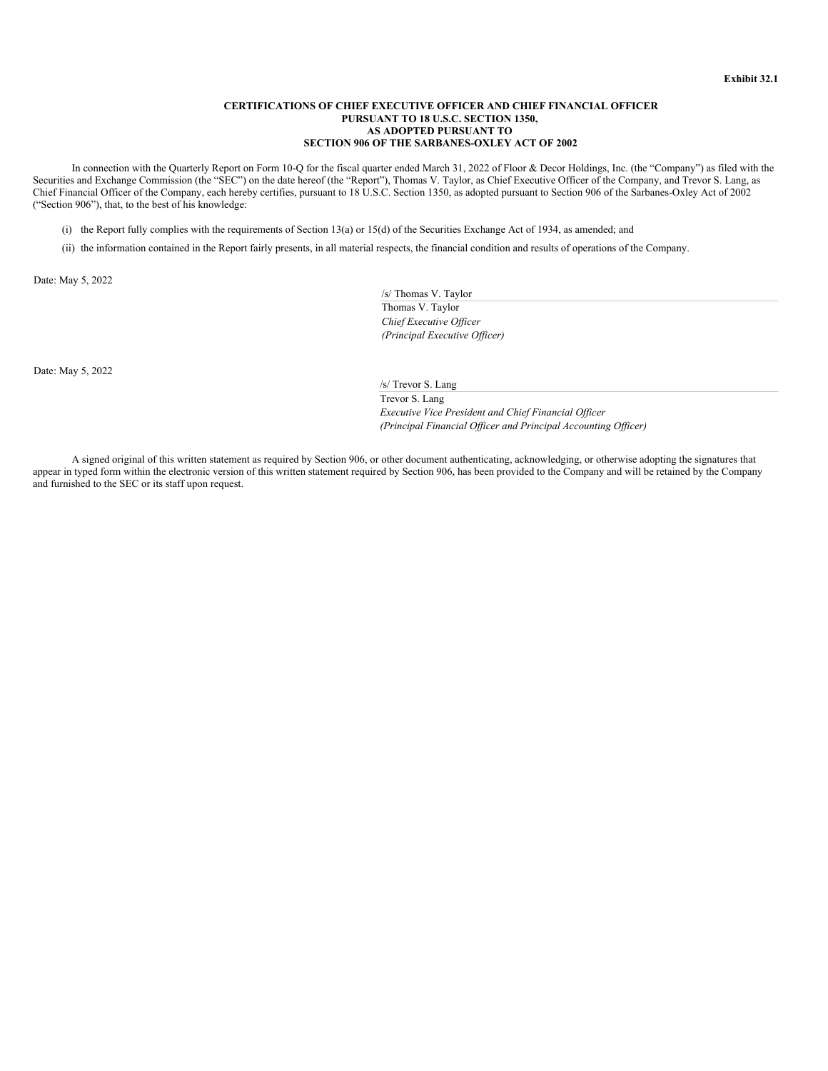**Exhibit 32.1**

**CERTIFICATIONS OF CHIEF EXECUTIVE OFFICER AND CHIEF FINANCIAL OFFICER PURSUANT TO 18 U.S.C. SECTION 1350, AS ADOPTED PURSUANT TO SECTION 906 OF THE SARBANES-OXLEY ACT OF 2002**

In connection with the Quarterly Report on Form 10-Q for the fiscal quarter ended March 31, 2022 of Floor & Decor Holdings, Inc. (the "Company") as filed with the Securities and Exchange Commission (the "SEC") on the date hereof (the "Report"), Thomas V. Taylor, as Chief Executive Officer of the Company, and Trevor S. Lang, as Chief Financial Officer of the Company, each hereby certifies, pursuant to 18 U.S.C. Section 1350, as adopted pursuant to Section 906 of the Sarbanes-Oxley Act of 2002 ("Section 906"), that, to the best of his knowledge:

(i) the Report fully complies with the requirements of Section 13(a) or 15(d) of the Securities Exchange Act of 1934, as amended; and

(ii) the information contained in the Report fairly presents, in all material respects, the financial condition and results of operations of the Company.

Date: May 5, 2022

/s/ Thomas V. Taylor
Thomas V. Taylor
*Chief Executive Officer*
*(Principal Executive Officer)*

Date: May 5, 2022

/s/ Trevor S. Lang
Trevor S. Lang
*Executive Vice President and Chief Financial Officer*
*(Principal Financial Officer and Principal Accounting Officer)*

A signed original of this written statement as required by Section 906, or other document authenticating, acknowledging, or otherwise adopting the signatures that appear in typed form within the electronic version of this written statement required by Section 906, has been provided to the Company and will be retained by the Company and furnished to the SEC or its staff upon request.